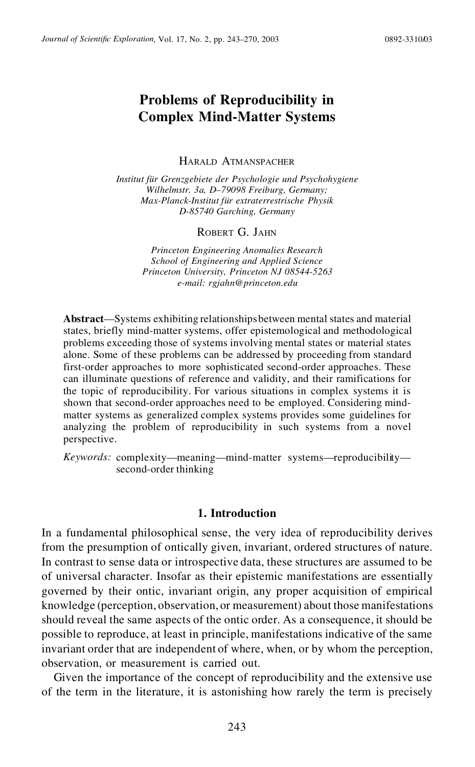# Problems of Reproducibility in Complex Mind-Matter Systems

HARALD ATMANSPACHER

*Institut für Grenzgebiete der Psychologie und Psychohygiene*
*Wilhelmstr. 3a, D–79098 Freiburg, Germany;*
*Max-Planck-Institut für extraterrestrische Physik*
*D-85740 Garching, Germany*

ROBERT G. JAHN

*Princeton Engineering Anomalies Research*
*School of Engineering and Applied Science*
*Princeton University, Princeton NJ 08544-5263*
*e-mail: rgjahn@princeton.edu*

**Abstract**—Systems exhibiting relationships between mental states and material states, briefly mind-matter systems, offer epistemological and methodological problems exceeding those of systems involving mental states or material states alone. Some of these problems can be addressed by proceeding from standard first-order approaches to more sophisticated second-order approaches. These can illuminate questions of reference and validity, and their ramifications for the topic of reproducibility. For various situations in complex systems it is shown that second-order approaches need to be employed. Considering mind-matter systems as generalized complex systems provides some guidelines for analyzing the problem of reproducibility in such systems from a novel perspective.

*Keywords:* complexity—meaning—mind-matter systems—reproducibility—second-order thinking

## 1. Introduction

In a fundamental philosophical sense, the very idea of reproducibility derives from the presumption of ontically given, invariant, ordered structures of nature. In contrast to sense data or introspective data, these structures are assumed to be of universal character. Insofar as their epistemic manifestations are essentially governed by their ontic, invariant origin, any proper acquisition of empirical knowledge (perception, observation, or measurement) about those manifestations should reveal the same aspects of the ontic order. As a consequence, it should be possible to reproduce, at least in principle, manifestations indicative of the same invariant order that are independent of where, when, or by whom the perception, observation, or measurement is carried out.

Given the importance of the concept of reproducibility and the extensive use of the term in the literature, it is astonishing how rarely the term is precisely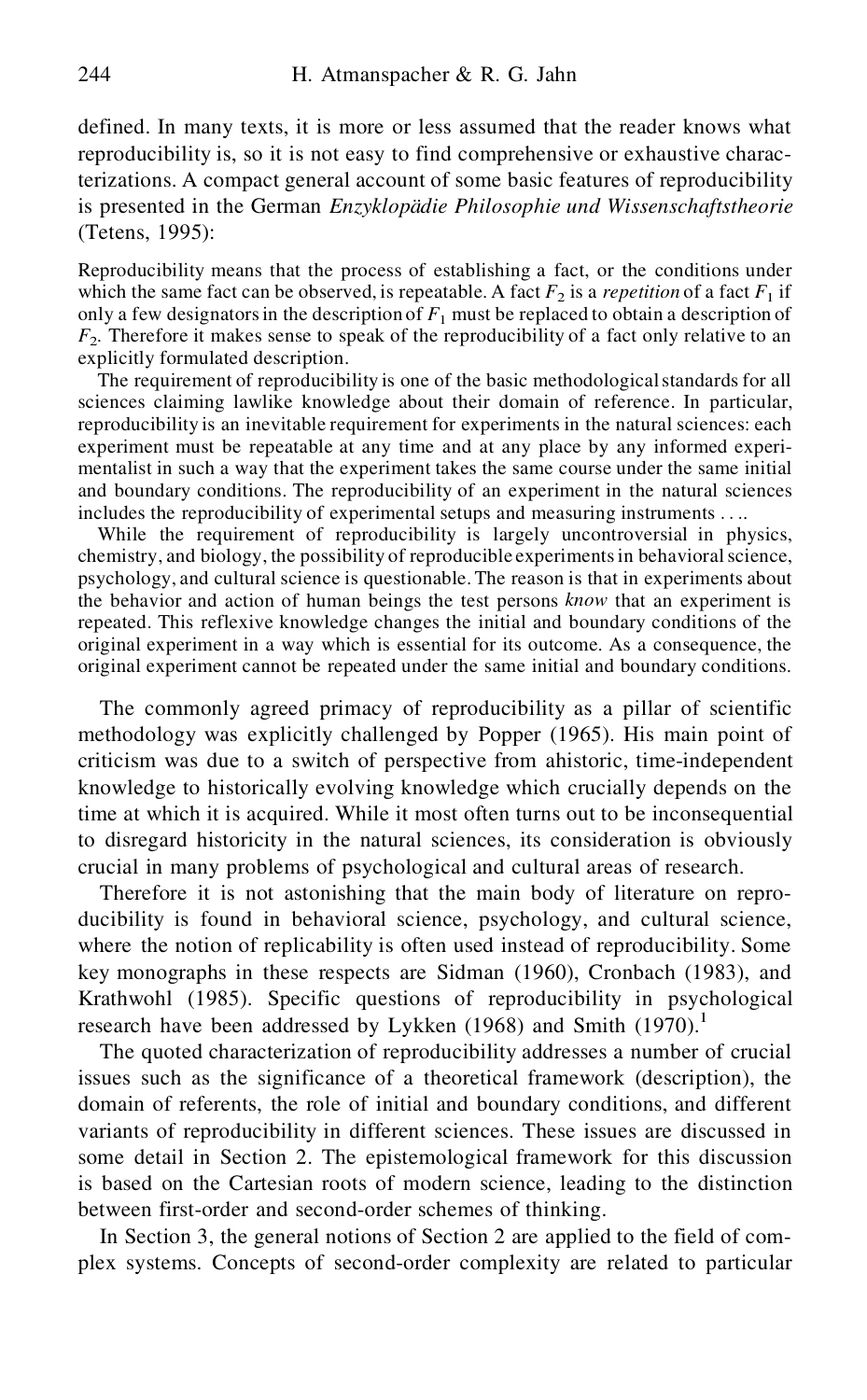defined. In many texts, it is more or less assumed that the reader knows what reproducibility is, so it is not easy to find comprehensive or exhaustive characterizations. A compact general account of some basic features of reproducibility is presented in the German *Enzyklopädie Philosophie und Wissenschaftstheorie* (Tetens, 1995):

> Reproducibility means that the process of establishing a fact, or the conditions under which the same fact can be observed, is repeatable. A fact $F_2$ is a *repetition* of a fact $F_1$ if only a few designators in the description of $F_1$ must be replaced to obtain a description of $F_2$. Therefore it makes sense to speak of the reproducibility of a fact only relative to an explicitly formulated description.
>
> The requirement of reproducibility is one of the basic methodological standards for all sciences claiming lawlike knowledge about their domain of reference. In particular, reproducibility is an inevitable requirement for experiments in the natural sciences: each experiment must be repeatable at any time and at any place by any informed experimentalist in such a way that the experiment takes the same course under the same initial and boundary conditions. The reproducibility of an experiment in the natural sciences includes the reproducibility of experimental setups and measuring instruments . . ..
>
> While the requirement of reproducibility is largely uncontroversial in physics, chemistry, and biology, the possibility of reproducible experiments in behavioral science, psychology, and cultural science is questionable. The reason is that in experiments about the behavior and action of human beings the test persons *know* that an experiment is repeated. This reflexive knowledge changes the initial and boundary conditions of the original experiment in a way which is essential for its outcome. As a consequence, the original experiment cannot be repeated under the same initial and boundary conditions.

The commonly agreed primacy of reproducibility as a pillar of scientific methodology was explicitly challenged by Popper (1965). His main point of criticism was due to a switch of perspective from ahistoric, time-independent knowledge to historically evolving knowledge which crucially depends on the time at which it is acquired. While it most often turns out to be inconsequential to disregard historicity in the natural sciences, its consideration is obviously crucial in many problems of psychological and cultural areas of research.

Therefore it is not astonishing that the main body of literature on reproducibility is found in behavioral science, psychology, and cultural science, where the notion of replicability is often used instead of reproducibility. Some key monographs in these respects are Sidman (1960), Cronbach (1983), and Krathwohl (1985). Specific questions of reproducibility in psychological research have been addressed by Lykken (1968) and Smith (1970).[1]

The quoted characterization of reproducibility addresses a number of crucial issues such as the significance of a theoretical framework (description), the domain of referents, the role of initial and boundary conditions, and different variants of reproducibility in different sciences. These issues are discussed in some detail in Section 2. The epistemological framework for this discussion is based on the Cartesian roots of modern science, leading to the distinction between first-order and second-order schemes of thinking.

In Section 3, the general notions of Section 2 are applied to the field of complex systems. Concepts of second-order complexity are related to particular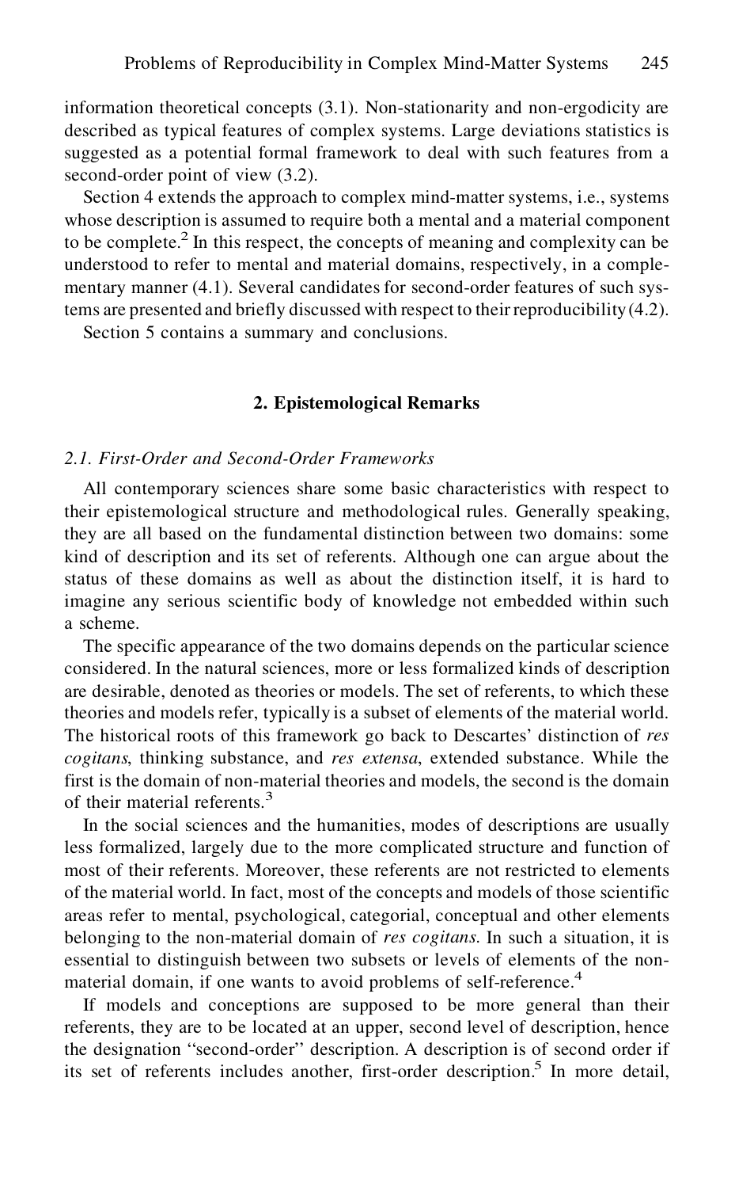information theoretical concepts (3.1). Non-stationarity and non-ergodicity are described as typical features of complex systems. Large deviations statistics is suggested as a potential formal framework to deal with such features from a second-order point of view (3.2).

Section 4 extends the approach to complex mind-matter systems, i.e., systems whose description is assumed to require both a mental and a material component to be complete.[2] In this respect, the concepts of meaning and complexity can be understood to refer to mental and material domains, respectively, in a complementary manner (4.1). Several candidates for second-order features of such systems are presented and briefly discussed with respect to their reproducibility (4.2).

Section 5 contains a summary and conclusions.

## 2. Epistemological Remarks

### *2.1. First-Order and Second-Order Frameworks*

All contemporary sciences share some basic characteristics with respect to their epistemological structure and methodological rules. Generally speaking, they are all based on the fundamental distinction between two domains: some kind of description and its set of referents. Although one can argue about the status of these domains as well as about the distinction itself, it is hard to imagine any serious scientific body of knowledge not embedded within such a scheme.

The specific appearance of the two domains depends on the particular science considered. In the natural sciences, more or less formalized kinds of description are desirable, denoted as theories or models. The set of referents, to which these theories and models refer, typically is a subset of elements of the material world. The historical roots of this framework go back to Descartes' distinction of *res cogitans*, thinking substance, and *res extensa*, extended substance. While the first is the domain of non-material theories and models, the second is the domain of their material referents.[3]

In the social sciences and the humanities, modes of descriptions are usually less formalized, largely due to the more complicated structure and function of most of their referents. Moreover, these referents are not restricted to elements of the material world. In fact, most of the concepts and models of those scientific areas refer to mental, psychological, categorial, conceptual and other elements belonging to the non-material domain of *res cogitans*. In such a situation, it is essential to distinguish between two subsets or levels of elements of the non-material domain, if one wants to avoid problems of self-reference.[4]

If models and conceptions are supposed to be more general than their referents, they are to be located at an upper, second level of description, hence the designation "second-order" description. A description is of second order if its set of referents includes another, first-order description.[5] In more detail,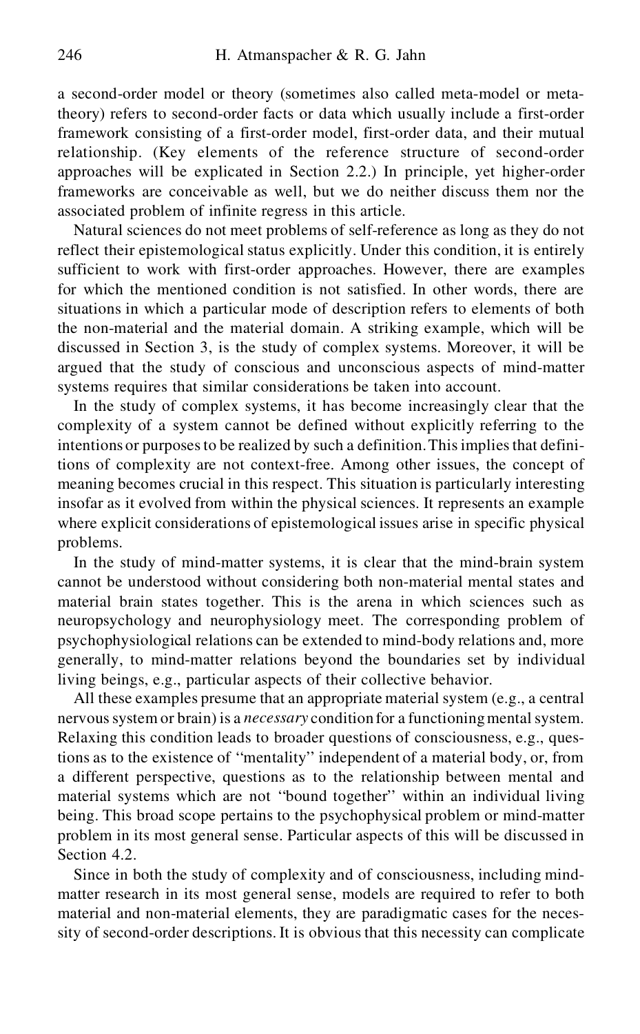a second-order model or theory (sometimes also called meta-model or meta-theory) refers to second-order facts or data which usually include a first-order framework consisting of a first-order model, first-order data, and their mutual relationship. (Key elements of the reference structure of second-order approaches will be explicated in Section 2.2.) In principle, yet higher-order frameworks are conceivable as well, but we do neither discuss them nor the associated problem of infinite regress in this article.

Natural sciences do not meet problems of self-reference as long as they do not reflect their epistemological status explicitly. Under this condition, it is entirely sufficient to work with first-order approaches. However, there are examples for which the mentioned condition is not satisfied. In other words, there are situations in which a particular mode of description refers to elements of both the non-material and the material domain. A striking example, which will be discussed in Section 3, is the study of complex systems. Moreover, it will be argued that the study of conscious and unconscious aspects of mind-matter systems requires that similar considerations be taken into account.

In the study of complex systems, it has become increasingly clear that the complexity of a system cannot be defined without explicitly referring to the intentions or purposes to be realized by such a definition. This implies that definitions of complexity are not context-free. Among other issues, the concept of meaning becomes crucial in this respect. This situation is particularly interesting insofar as it evolved from within the physical sciences. It represents an example where explicit considerations of epistemological issues arise in specific physical problems.

In the study of mind-matter systems, it is clear that the mind-brain system cannot be understood without considering both non-material mental states and material brain states together. This is the arena in which sciences such as neuropsychology and neurophysiology meet. The corresponding problem of psychophysiological relations can be extended to mind-body relations and, more generally, to mind-matter relations beyond the boundaries set by individual living beings, e.g., particular aspects of their collective behavior.

All these examples presume that an appropriate material system (e.g., a central nervous system or brain) is a *necessary* condition for a functioning mental system. Relaxing this condition leads to broader questions of consciousness, e.g., questions as to the existence of "mentality" independent of a material body, or, from a different perspective, questions as to the relationship between mental and material systems which are not "bound together" within an individual living being. This broad scope pertains to the psychophysical problem or mind-matter problem in its most general sense. Particular aspects of this will be discussed in Section 4.2.

Since in both the study of complexity and of consciousness, including mind-matter research in its most general sense, models are required to refer to both material and non-material elements, they are paradigmatic cases for the necessity of second-order descriptions. It is obvious that this necessity can complicate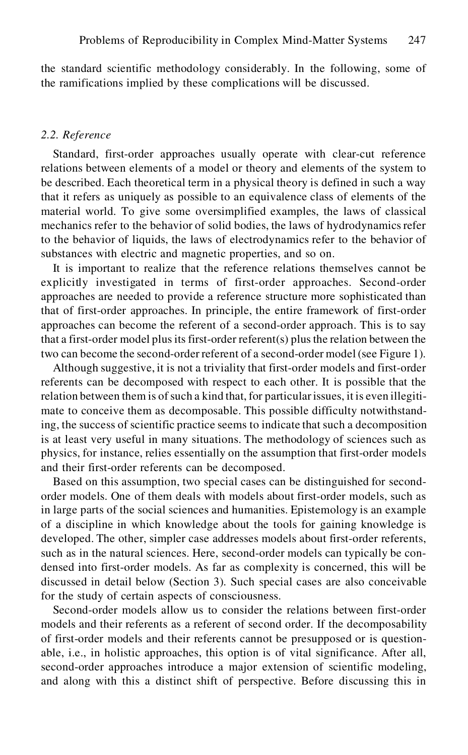the standard scientific methodology considerably. In the following, some of the ramifications implied by these complications will be discussed.

### *2.2. Reference*

Standard, first-order approaches usually operate with clear-cut reference relations between elements of a model or theory and elements of the system to be described. Each theoretical term in a physical theory is defined in such a way that it refers as uniquely as possible to an equivalence class of elements of the material world. To give some oversimplified examples, the laws of classical mechanics refer to the behavior of solid bodies, the laws of hydrodynamics refer to the behavior of liquids, the laws of electrodynamics refer to the behavior of substances with electric and magnetic properties, and so on.

It is important to realize that the reference relations themselves cannot be explicitly investigated in terms of first-order approaches. Second-order approaches are needed to provide a reference structure more sophisticated than that of first-order approaches. In principle, the entire framework of first-order approaches can become the referent of a second-order approach. This is to say that a first-order model plus its first-order referent(s) plus the relation between the two can become the second-order referent of a second-order model (see Figure 1).

Although suggestive, it is not a triviality that first-order models and first-order referents can be decomposed with respect to each other. It is possible that the relation between them is of such a kind that, for particular issues, it is even illegitimate to conceive them as decomposable. This possible difficulty notwithstanding, the success of scientific practice seems to indicate that such a decomposition is at least very useful in many situations. The methodology of sciences such as physics, for instance, relies essentially on the assumption that first-order models and their first-order referents can be decomposed.

Based on this assumption, two special cases can be distinguished for second-order models. One of them deals with models about first-order models, such as in large parts of the social sciences and humanities. Epistemology is an example of a discipline in which knowledge about the tools for gaining knowledge is developed. The other, simpler case addresses models about first-order referents, such as in the natural sciences. Here, second-order models can typically be condensed into first-order models. As far as complexity is concerned, this will be discussed in detail below (Section 3). Such special cases are also conceivable for the study of certain aspects of consciousness.

Second-order models allow us to consider the relations between first-order models and their referents as a referent of second order. If the decomposability of first-order models and their referents cannot be presupposed or is questionable, i.e., in holistic approaches, this option is of vital significance. After all, second-order approaches introduce a major extension of scientific modeling, and along with this a distinct shift of perspective. Before discussing this in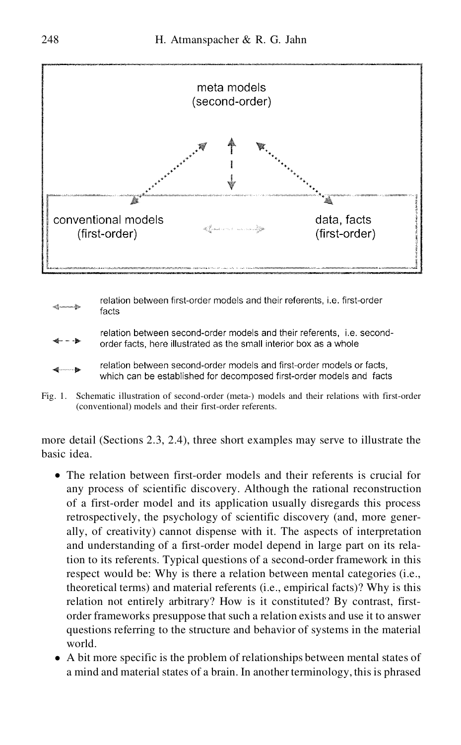meta models
(second-order)

conventional models
(first-order)

data, facts
(first-order)

relation between first-order models and their referents, i.e. first-order facts

relation between second-order models and their referents, i.e. second-order facts, here illustrated as the small interior box as a whole

relation between second-order models and first-order models or facts, which can be established for decomposed first-order models and facts

Fig. 1. Schematic illustration of second-order (meta-) models and their relations with first-order (conventional) models and their first-order referents.

more detail (Sections 2.3, 2.4), three short examples may serve to illustrate the basic idea.

- The relation between first-order models and their referents is crucial for any process of scientific discovery. Although the rational reconstruction of a first-order model and its application usually disregards this process retrospectively, the psychology of scientific discovery (and, more generally, of creativity) cannot dispense with it. The aspects of interpretation and understanding of a first-order model depend in large part on its relation to its referents. Typical questions of a second-order framework in this respect would be: Why is there a relation between mental categories (i.e., theoretical terms) and material referents (i.e., empirical facts)? Why is this relation not entirely arbitrary? How is it constituted? By contrast, first-order frameworks presuppose that such a relation exists and use it to answer questions referring to the structure and behavior of systems in the material world.
- A bit more specific is the problem of relationships between mental states of a mind and material states of a brain. In another terminology, this is phrased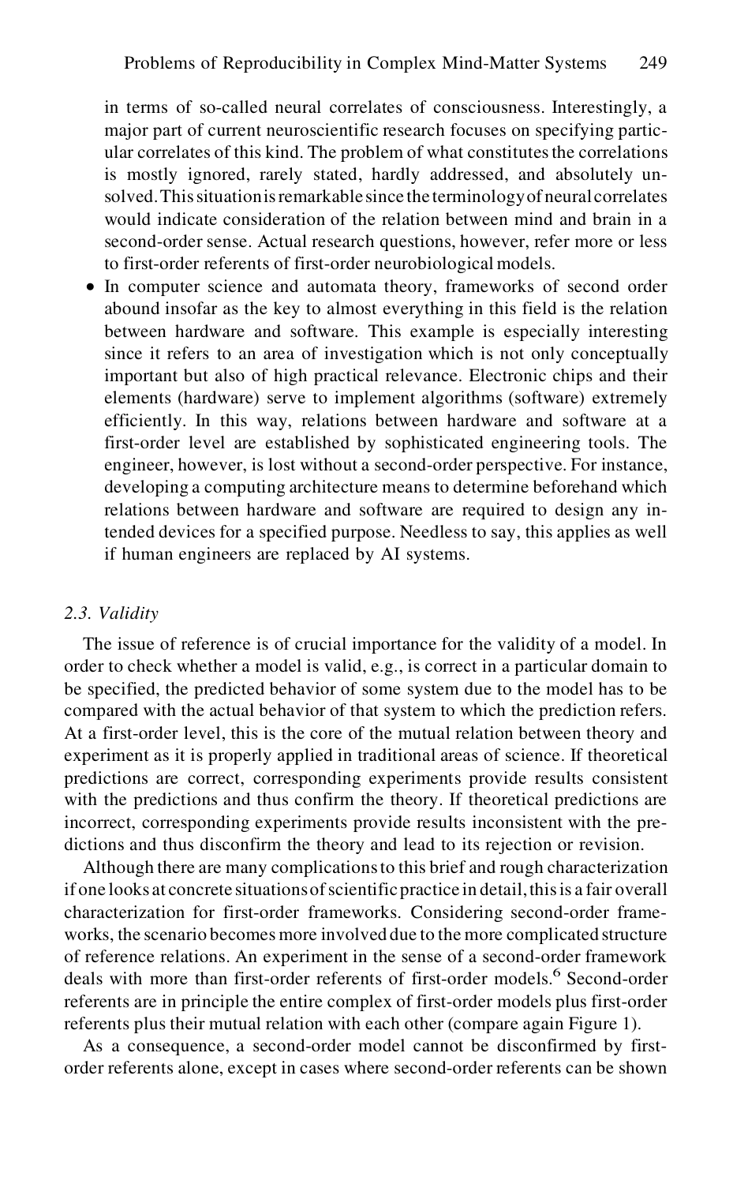in terms of so-called neural correlates of consciousness. Interestingly, a major part of current neuroscientific research focuses on specifying particular correlates of this kind. The problem of what constitutes the correlations is mostly ignored, rarely stated, hardly addressed, and absolutely unsolved. This situation is remarkable since the terminology of neural correlates would indicate consideration of the relation between mind and brain in a second-order sense. Actual research questions, however, refer more or less to first-order referents of first-order neurobiological models.

- In computer science and automata theory, frameworks of second order abound insofar as the key to almost everything in this field is the relation between hardware and software. This example is especially interesting since it refers to an area of investigation which is not only conceptually important but also of high practical relevance. Electronic chips and their elements (hardware) serve to implement algorithms (software) extremely efficiently. In this way, relations between hardware and software at a first-order level are established by sophisticated engineering tools. The engineer, however, is lost without a second-order perspective. For instance, developing a computing architecture means to determine beforehand which relations between hardware and software are required to design any intended devices for a specified purpose. Needless to say, this applies as well if human engineers are replaced by AI systems.

### *2.3. Validity*

The issue of reference is of crucial importance for the validity of a model. In order to check whether a model is valid, e.g., is correct in a particular domain to be specified, the predicted behavior of some system due to the model has to be compared with the actual behavior of that system to which the prediction refers. At a first-order level, this is the core of the mutual relation between theory and experiment as it is properly applied in traditional areas of science. If theoretical predictions are correct, corresponding experiments provide results consistent with the predictions and thus confirm the theory. If theoretical predictions are incorrect, corresponding experiments provide results inconsistent with the predictions and thus disconfirm the theory and lead to its rejection or revision.

Although there are many complications to this brief and rough characterization if one looks at concrete situations of scientific practice in detail, this is a fair overall characterization for first-order frameworks. Considering second-order frameworks, the scenario becomes more involved due to the more complicated structure of reference relations. An experiment in the sense of a second-order framework deals with more than first-order referents of first-order models.[6] Second-order referents are in principle the entire complex of first-order models plus first-order referents plus their mutual relation with each other (compare again Figure 1).

As a consequence, a second-order model cannot be disconfirmed by first-order referents alone, except in cases where second-order referents can be shown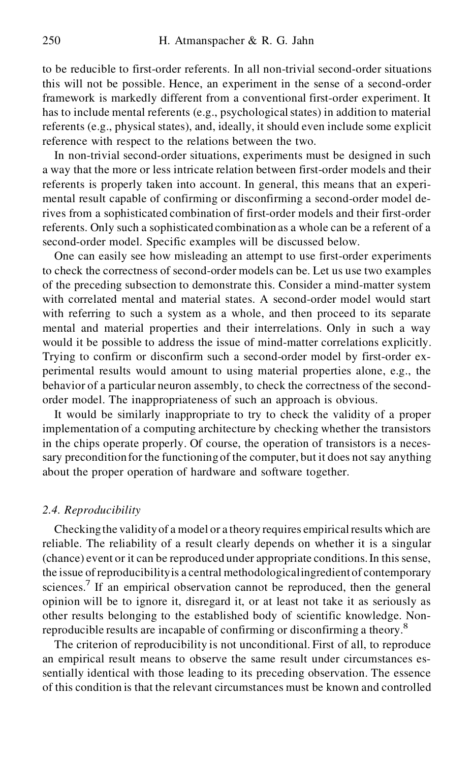to be reducible to first-order referents. In all non-trivial second-order situations this will not be possible. Hence, an experiment in the sense of a second-order framework is markedly different from a conventional first-order experiment. It has to include mental referents (e.g., psychological states) in addition to material referents (e.g., physical states), and, ideally, it should even include some explicit reference with respect to the relations between the two.

In non-trivial second-order situations, experiments must be designed in such a way that the more or less intricate relation between first-order models and their referents is properly taken into account. In general, this means that an experimental result capable of confirming or disconfirming a second-order model derives from a sophisticated combination of first-order models and their first-order referents. Only such a sophisticated combination as a whole can be a referent of a second-order model. Specific examples will be discussed below.

One can easily see how misleading an attempt to use first-order experiments to check the correctness of second-order models can be. Let us use two examples of the preceding subsection to demonstrate this. Consider a mind-matter system with correlated mental and material states. A second-order model would start with referring to such a system as a whole, and then proceed to its separate mental and material properties and their interrelations. Only in such a way would it be possible to address the issue of mind-matter correlations explicitly. Trying to confirm or disconfirm such a second-order model by first-order experimental results would amount to using material properties alone, e.g., the behavior of a particular neuron assembly, to check the correctness of the second-order model. The inappropriateness of such an approach is obvious.

It would be similarly inappropriate to try to check the validity of a proper implementation of a computing architecture by checking whether the transistors in the chips operate properly. Of course, the operation of transistors is a necessary precondition for the functioning of the computer, but it does not say anything about the proper operation of hardware and software together.

### *2.4. Reproducibility*

Checking the validity of a model or a theory requires empirical results which are reliable. The reliability of a result clearly depends on whether it is a singular (chance) event or it can be reproduced under appropriate conditions. In this sense, the issue of reproducibility is a central methodological ingredient of contemporary sciences.[7] If an empirical observation cannot be reproduced, then the general opinion will be to ignore it, disregard it, or at least not take it as seriously as other results belonging to the established body of scientific knowledge. Non-reproducible results are incapable of confirming or disconfirming a theory.[8]

The criterion of reproducibility is not unconditional. First of all, to reproduce an empirical result means to observe the same result under circumstances essentially identical with those leading to its preceding observation. The essence of this condition is that the relevant circumstances must be known and controlled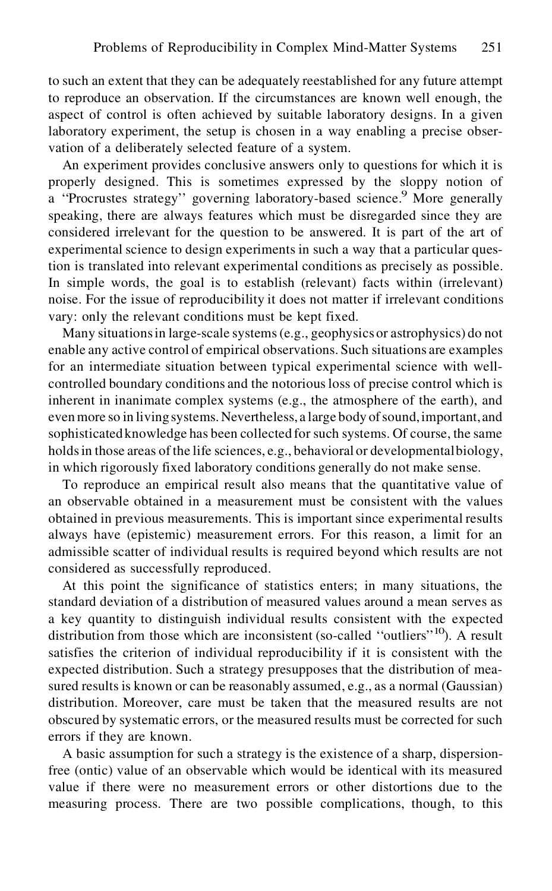to such an extent that they can be adequately reestablished for any future attempt to reproduce an observation. If the circumstances are known well enough, the aspect of control is often achieved by suitable laboratory designs. In a given laboratory experiment, the setup is chosen in a way enabling a precise observation of a deliberately selected feature of a system.

An experiment provides conclusive answers only to questions for which it is properly designed. This is sometimes expressed by the sloppy notion of a ''Procrustes strategy'' governing laboratory-based science.[9] More generally speaking, there are always features which must be disregarded since they are considered irrelevant for the question to be answered. It is part of the art of experimental science to design experiments in such a way that a particular question is translated into relevant experimental conditions as precisely as possible. In simple words, the goal is to establish (relevant) facts within (irrelevant) noise. For the issue of reproducibility it does not matter if irrelevant conditions vary: only the relevant conditions must be kept fixed.

Many situations in large-scale systems (e.g., geophysics or astrophysics) do not enable any active control of empirical observations. Such situations are examples for an intermediate situation between typical experimental science with well-controlled boundary conditions and the notorious loss of precise control which is inherent in inanimate complex systems (e.g., the atmosphere of the earth), and even more so in living systems. Nevertheless, a large body of sound, important, and sophisticated knowledge has been collected for such systems. Of course, the same holds in those areas of the life sciences, e.g., behavioral or developmental biology, in which rigorously fixed laboratory conditions generally do not make sense.

To reproduce an empirical result also means that the quantitative value of an observable obtained in a measurement must be consistent with the values obtained in previous measurements. This is important since experimental results always have (epistemic) measurement errors. For this reason, a limit for an admissible scatter of individual results is required beyond which results are not considered as successfully reproduced.

At this point the significance of statistics enters; in many situations, the standard deviation of a distribution of measured values around a mean serves as a key quantity to distinguish individual results consistent with the expected distribution from those which are inconsistent (so-called ''outliers''[10]). A result satisfies the criterion of individual reproducibility if it is consistent with the expected distribution. Such a strategy presupposes that the distribution of measured results is known or can be reasonably assumed, e.g., as a normal (Gaussian) distribution. Moreover, care must be taken that the measured results are not obscured by systematic errors, or the measured results must be corrected for such errors if they are known.

A basic assumption for such a strategy is the existence of a sharp, dispersion-free (ontic) value of an observable which would be identical with its measured value if there were no measurement errors or other distortions due to the measuring process. There are two possible complications, though, to this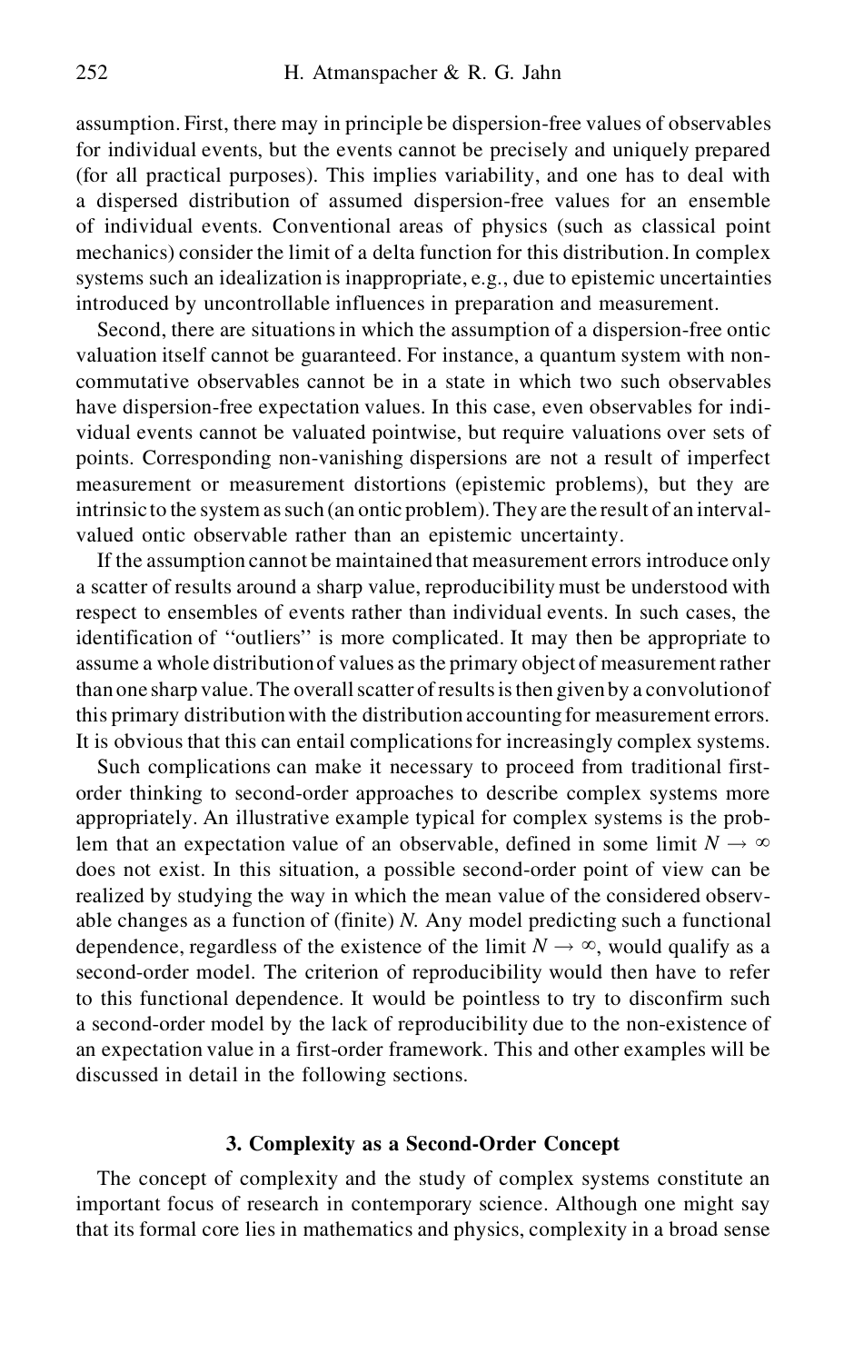assumption. First, there may in principle be dispersion-free values of observables for individual events, but the events cannot be precisely and uniquely prepared (for all practical purposes). This implies variability, and one has to deal with a dispersed distribution of assumed dispersion-free values for an ensemble of individual events. Conventional areas of physics (such as classical point mechanics) consider the limit of a delta function for this distribution. In complex systems such an idealization is inappropriate, e.g., due to epistemic uncertainties introduced by uncontrollable influences in preparation and measurement.

Second, there are situations in which the assumption of a dispersion-free ontic valuation itself cannot be guaranteed. For instance, a quantum system with non-commutative observables cannot be in a state in which two such observables have dispersion-free expectation values. In this case, even observables for individual events cannot be valuated pointwise, but require valuations over sets of points. Corresponding non-vanishing dispersions are not a result of imperfect measurement or measurement distortions (epistemic problems), but they are intrinsic to the system as such (an ontic problem). They are the result of an interval-valued ontic observable rather than an epistemic uncertainty.

If the assumption cannot be maintained that measurement errors introduce only a scatter of results around a sharp value, reproducibility must be understood with respect to ensembles of events rather than individual events. In such cases, the identification of "outliers" is more complicated. It may then be appropriate to assume a whole distribution of values as the primary object of measurement rather than one sharp value. The overall scatter of results is then given by a convolution of this primary distribution with the distribution accounting for measurement errors. It is obvious that this can entail complications for increasingly complex systems.

Such complications can make it necessary to proceed from traditional first-order thinking to second-order approaches to describe complex systems more appropriately. An illustrative example typical for complex systems is the problem that an expectation value of an observable, defined in some limit $N \to \infty$ does not exist. In this situation, a possible second-order point of view can be realized by studying the way in which the mean value of the considered observable changes as a function of (finite) $N$. Any model predicting such a functional dependence, regardless of the existence of the limit $N \to \infty$, would qualify as a second-order model. The criterion of reproducibility would then have to refer to this functional dependence. It would be pointless to try to disconfirm such a second-order model by the lack of reproducibility due to the non-existence of an expectation value in a first-order framework. This and other examples will be discussed in detail in the following sections.

## 3. Complexity as a Second-Order Concept

The concept of complexity and the study of complex systems constitute an important focus of research in contemporary science. Although one might say that its formal core lies in mathematics and physics, complexity in a broad sense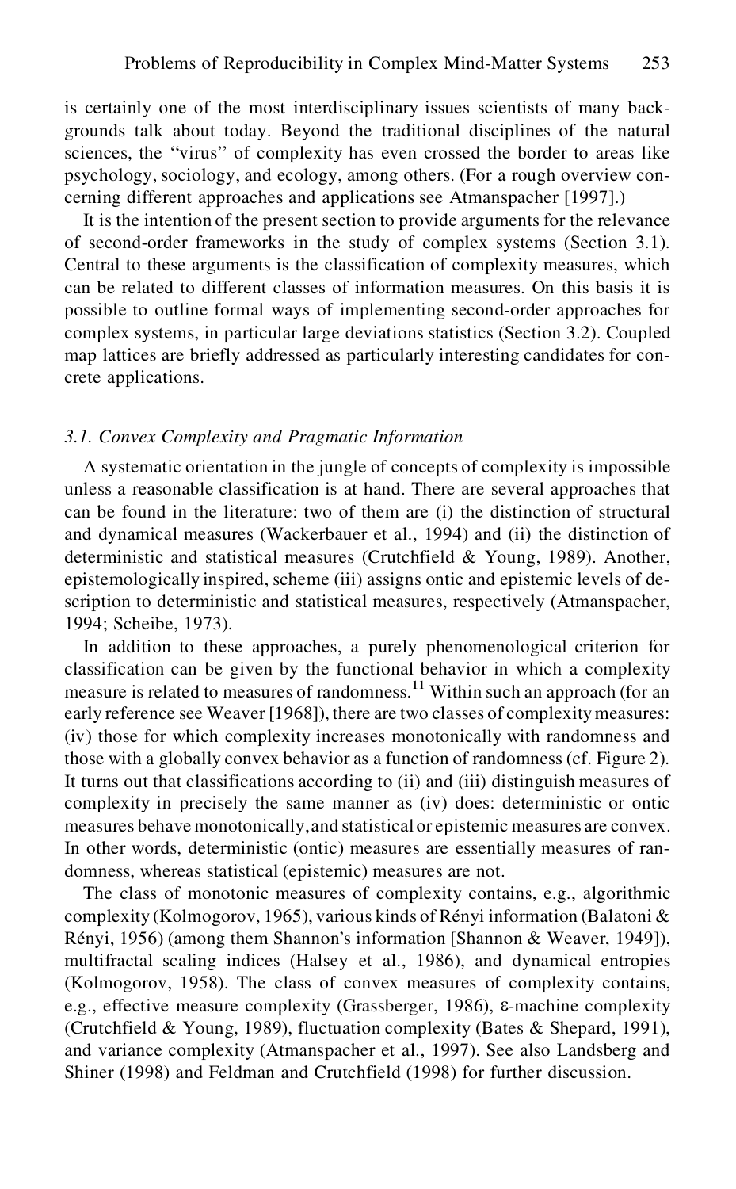is certainly one of the most interdisciplinary issues scientists of many backgrounds talk about today. Beyond the traditional disciplines of the natural sciences, the "virus" of complexity has even crossed the border to areas like psychology, sociology, and ecology, among others. (For a rough overview concerning different approaches and applications see Atmanspacher [1997].)

It is the intention of the present section to provide arguments for the relevance of second-order frameworks in the study of complex systems (Section 3.1). Central to these arguments is the classification of complexity measures, which can be related to different classes of information measures. On this basis it is possible to outline formal ways of implementing second-order approaches for complex systems, in particular large deviations statistics (Section 3.2). Coupled map lattices are briefly addressed as particularly interesting candidates for concrete applications.

### *3.1. Convex Complexity and Pragmatic Information*

A systematic orientation in the jungle of concepts of complexity is impossible unless a reasonable classification is at hand. There are several approaches that can be found in the literature: two of them are (i) the distinction of structural and dynamical measures (Wackerbauer et al., 1994) and (ii) the distinction of deterministic and statistical measures (Crutchfield & Young, 1989). Another, epistemologically inspired, scheme (iii) assigns ontic and epistemic levels of description to deterministic and statistical measures, respectively (Atmanspacher, 1994; Scheibe, 1973).

In addition to these approaches, a purely phenomenological criterion for classification can be given by the functional behavior in which a complexity measure is related to measures of randomness.[11] Within such an approach (for an early reference see Weaver [1968]), there are two classes of complexity measures: (iv) those for which complexity increases monotonically with randomness and those with a globally convex behavior as a function of randomness (cf. Figure 2). It turns out that classifications according to (ii) and (iii) distinguish measures of complexity in precisely the same manner as (iv) does: deterministic or ontic measures behave monotonically, and statistical or epistemic measures are convex. In other words, deterministic (ontic) measures are essentially measures of randomness, whereas statistical (epistemic) measures are not.

The class of monotonic measures of complexity contains, e.g., algorithmic complexity (Kolmogorov, 1965), various kinds of Rényi information (Balatoni & Rényi, 1956) (among them Shannon's information [Shannon & Weaver, 1949]), multifractal scaling indices (Halsey et al., 1986), and dynamical entropies (Kolmogorov, 1958). The class of convex measures of complexity contains, e.g., effective measure complexity (Grassberger, 1986), $\varepsilon$-machine complexity (Crutchfield & Young, 1989), fluctuation complexity (Bates & Shepard, 1991), and variance complexity (Atmanspacher et al., 1997). See also Landsberg and Shiner (1998) and Feldman and Crutchfield (1998) for further discussion.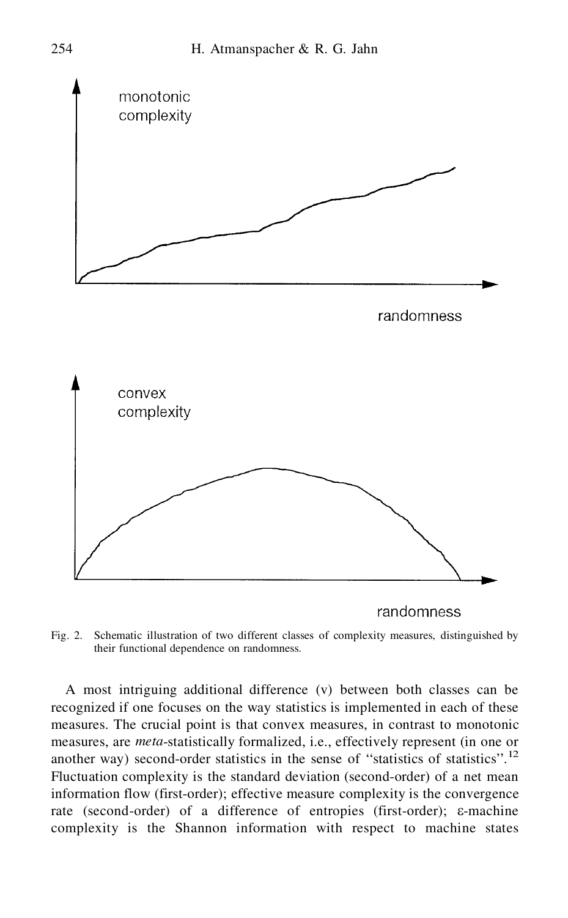monotonic complexity

randomness

convex complexity

randomness

Fig. 2. Schematic illustration of two different classes of complexity measures, distinguished by their functional dependence on randomness.

A most intriguing additional difference (v) between both classes can be recognized if one focuses on the way statistics is implemented in each of these measures. The crucial point is that convex measures, in contrast to monotonic measures, are *meta*-statistically formalized, i.e., effectively represent (in one or another way) second-order statistics in the sense of "statistics of statistics".[12] Fluctuation complexity is the standard deviation (second-order) of a net mean information flow (first-order); effective measure complexity is the convergence rate (second-order) of a difference of entropies (first-order); $\varepsilon$-machine complexity is the Shannon information with respect to machine states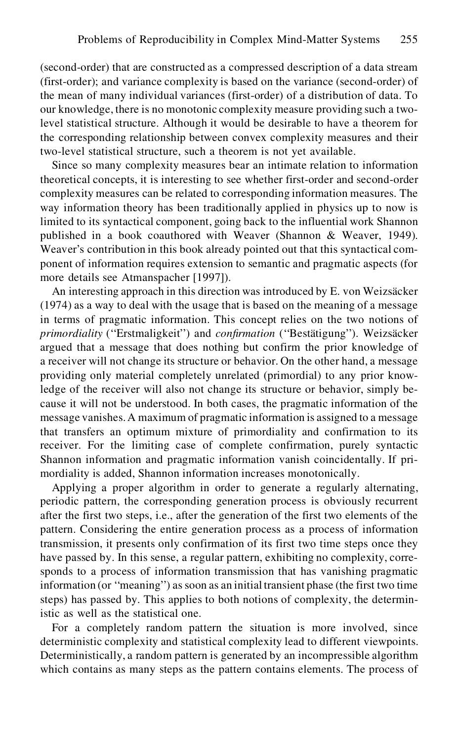(second-order) that are constructed as a compressed description of a data stream (first-order); and variance complexity is based on the variance (second-order) of the mean of many individual variances (first-order) of a distribution of data. To our knowledge, there is no monotonic complexity measure providing such a two-level statistical structure. Although it would be desirable to have a theorem for the corresponding relationship between convex complexity measures and their two-level statistical structure, such a theorem is not yet available.

Since so many complexity measures bear an intimate relation to information theoretical concepts, it is interesting to see whether first-order and second-order complexity measures can be related to corresponding information measures. The way information theory has been traditionally applied in physics up to now is limited to its syntactical component, going back to the influential work Shannon published in a book coauthored with Weaver (Shannon & Weaver, 1949). Weaver's contribution in this book already pointed out that this syntactical component of information requires extension to semantic and pragmatic aspects (for more details see Atmanspacher [1997]).

An interesting approach in this direction was introduced by E. von Weizsäcker (1974) as a way to deal with the usage that is based on the meaning of a message in terms of pragmatic information. This concept relies on the two notions of *primordiality* (''Erstmaligkeit'') and *confirmation* (''Bestätigung''). Weizsäcker argued that a message that does nothing but confirm the prior knowledge of a receiver will not change its structure or behavior. On the other hand, a message providing only material completely unrelated (primordial) to any prior knowledge of the receiver will also not change its structure or behavior, simply because it will not be understood. In both cases, the pragmatic information of the message vanishes. A maximum of pragmatic information is assigned to a message that transfers an optimum mixture of primordiality and confirmation to its receiver. For the limiting case of complete confirmation, purely syntactic Shannon information and pragmatic information vanish coincidentally. If primordiality is added, Shannon information increases monotonically.

Applying a proper algorithm in order to generate a regularly alternating, periodic pattern, the corresponding generation process is obviously recurrent after the first two steps, i.e., after the generation of the first two elements of the pattern. Considering the entire generation process as a process of information transmission, it presents only confirmation of its first two time steps once they have passed by. In this sense, a regular pattern, exhibiting no complexity, corresponds to a process of information transmission that has vanishing pragmatic information (or ''meaning'') as soon as an initial transient phase (the first two time steps) has passed by. This applies to both notions of complexity, the deterministic as well as the statistical one.

For a completely random pattern the situation is more involved, since deterministic complexity and statistical complexity lead to different viewpoints. Deterministically, a random pattern is generated by an incompressible algorithm which contains as many steps as the pattern contains elements. The process of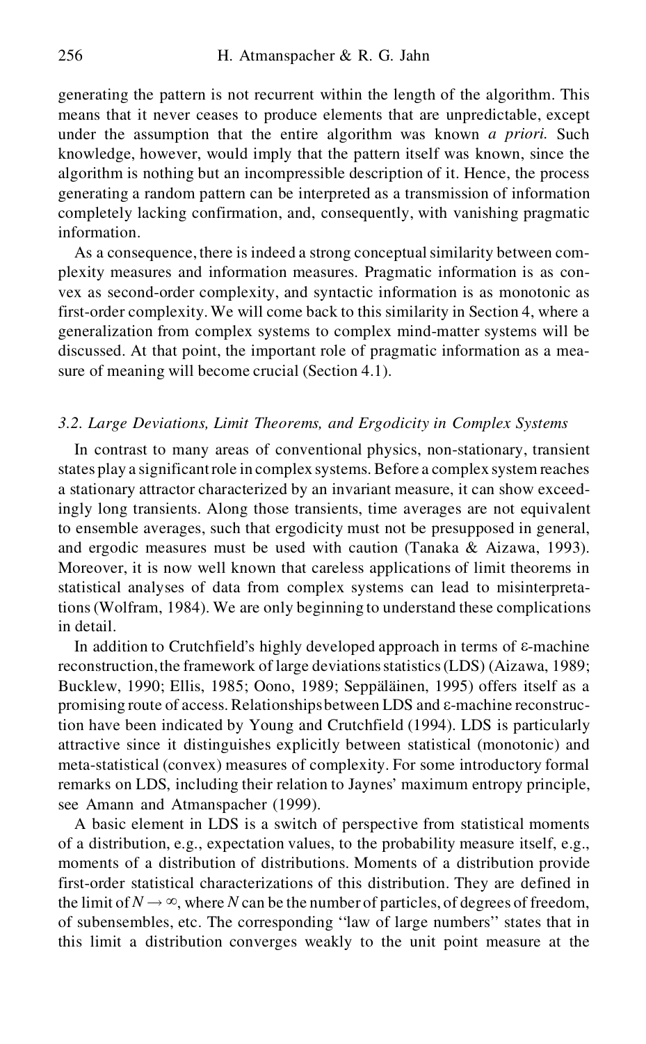generating the pattern is not recurrent within the length of the algorithm. This means that it never ceases to produce elements that are unpredictable, except under the assumption that the entire algorithm was known *a priori.* Such knowledge, however, would imply that the pattern itself was known, since the algorithm is nothing but an incompressible description of it. Hence, the process generating a random pattern can be interpreted as a transmission of information completely lacking confirmation, and, consequently, with vanishing pragmatic information.

As a consequence, there is indeed a strong conceptual similarity between complexity measures and information measures. Pragmatic information is as convex as second-order complexity, and syntactic information is as monotonic as first-order complexity. We will come back to this similarity in Section 4, where a generalization from complex systems to complex mind-matter systems will be discussed. At that point, the important role of pragmatic information as a measure of meaning will become crucial (Section 4.1).

### *3.2. Large Deviations, Limit Theorems, and Ergodicity in Complex Systems*

In contrast to many areas of conventional physics, non-stationary, transient states play a significant role in complex systems. Before a complex system reaches a stationary attractor characterized by an invariant measure, it can show exceedingly long transients. Along those transients, time averages are not equivalent to ensemble averages, such that ergodicity must not be presupposed in general, and ergodic measures must be used with caution (Tanaka & Aizawa, 1993). Moreover, it is now well known that careless applications of limit theorems in statistical analyses of data from complex systems can lead to misinterpretations (Wolfram, 1984). We are only beginning to understand these complications in detail.

In addition to Crutchfield's highly developed approach in terms of ε-machine reconstruction, the framework of large deviations statistics (LDS) (Aizawa, 1989; Bucklew, 1990; Ellis, 1985; Oono, 1989; Seppäläinen, 1995) offers itself as a promising route of access. Relationships between LDS and ε-machine reconstruction have been indicated by Young and Crutchfield (1994). LDS is particularly attractive since it distinguishes explicitly between statistical (monotonic) and meta-statistical (convex) measures of complexity. For some introductory formal remarks on LDS, including their relation to Jaynes' maximum entropy principle, see Amann and Atmanspacher (1999).

A basic element in LDS is a switch of perspective from statistical moments of a distribution, e.g., expectation values, to the probability measure itself, e.g., moments of a distribution of distributions. Moments of a distribution provide first-order statistical characterizations of this distribution. They are defined in the limit of $N \to \infty$, where $N$ can be the number of particles, of degrees of freedom, of subensembles, etc. The corresponding "law of large numbers" states that in this limit a distribution converges weakly to the unit point measure at the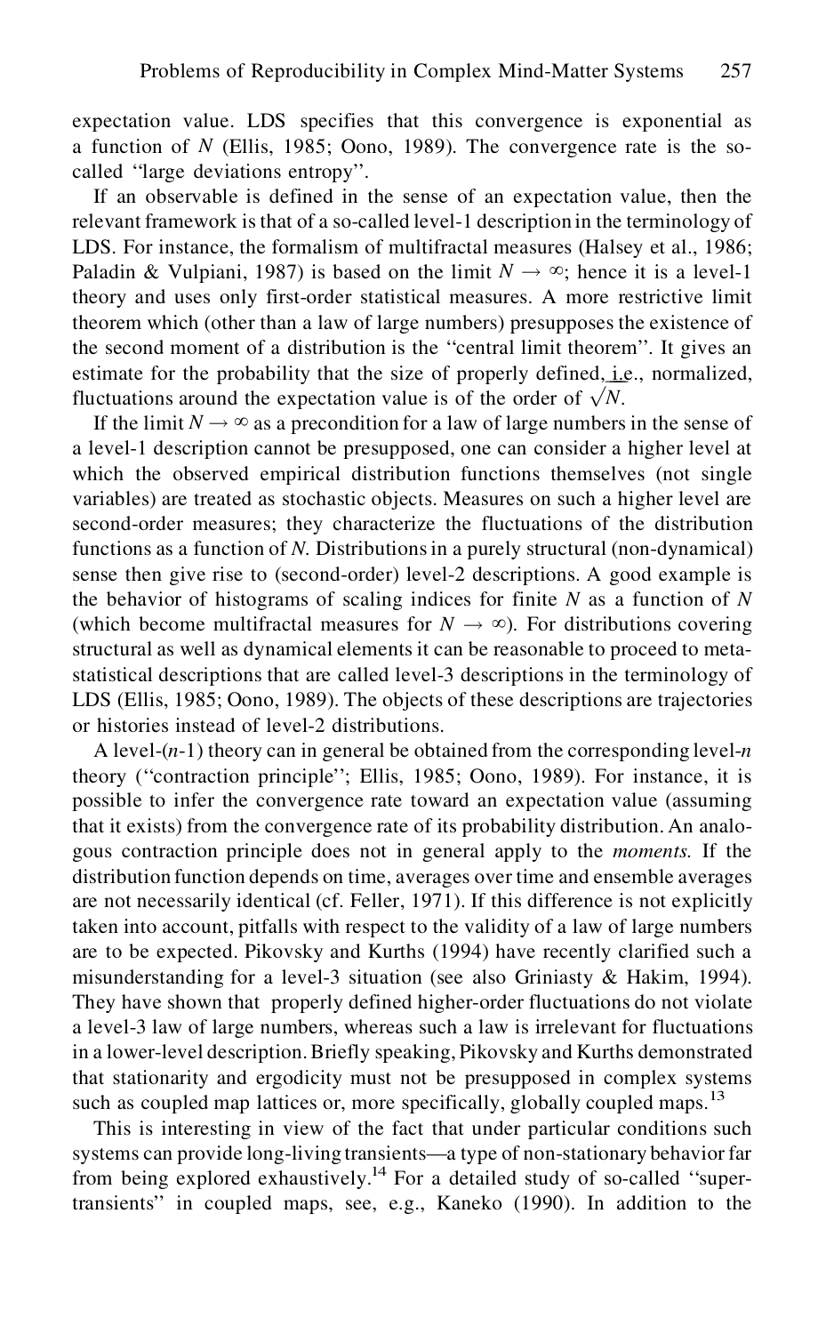expectation value. LDS specifies that this convergence is exponential as a function of $N$ (Ellis, 1985; Oono, 1989). The convergence rate is the so-called "large deviations entropy".

If an observable is defined in the sense of an expectation value, then the relevant framework is that of a so-called level-1 description in the terminology of LDS. For instance, the formalism of multifractal measures (Halsey et al., 1986; Paladin & Vulpiani, 1987) is based on the limit $N \to \infty$; hence it is a level-1 theory and uses only first-order statistical measures. A more restrictive limit theorem which (other than a law of large numbers) presupposes the existence of the second moment of a distribution is the "central limit theorem". It gives an estimate for the probability that the size of properly defined, i.e., normalized, fluctuations around the expectation value is of the order of $\sqrt{N}$.

If the limit $N \to \infty$ as a precondition for a law of large numbers in the sense of a level-1 description cannot be presupposed, one can consider a higher level at which the observed empirical distribution functions themselves (not single variables) are treated as stochastic objects. Measures on such a higher level are second-order measures; they characterize the fluctuations of the distribution functions as a function of $N$. Distributions in a purely structural (non-dynamical) sense then give rise to (second-order) level-2 descriptions. A good example is the behavior of histograms of scaling indices for finite $N$ as a function of $N$ (which become multifractal measures for $N \to \infty$). For distributions covering structural as well as dynamical elements it can be reasonable to proceed to meta-statistical descriptions that are called level-3 descriptions in the terminology of LDS (Ellis, 1985; Oono, 1989). The objects of these descriptions are trajectories or histories instead of level-2 distributions.

A level-($n$-1) theory can in general be obtained from the corresponding level-$n$ theory ("contraction principle"; Ellis, 1985; Oono, 1989). For instance, it is possible to infer the convergence rate toward an expectation value (assuming that it exists) from the convergence rate of its probability distribution. An analogous contraction principle does not in general apply to the *moments.* If the distribution function depends on time, averages over time and ensemble averages are not necessarily identical (cf. Feller, 1971). If this difference is not explicitly taken into account, pitfalls with respect to the validity of a law of large numbers are to be expected. Pikovsky and Kurths (1994) have recently clarified such a misunderstanding for a level-3 situation (see also Griniasty & Hakim, 1994). They have shown that properly defined higher-order fluctuations do not violate a level-3 law of large numbers, whereas such a law is irrelevant for fluctuations in a lower-level description. Briefly speaking, Pikovsky and Kurths demonstrated that stationarity and ergodicity must not be presupposed in complex systems such as coupled map lattices or, more specifically, globally coupled maps.[13]

This is interesting in view of the fact that under particular conditions such systems can provide long-living transients—a type of non-stationary behavior far from being explored exhaustively.[14] For a detailed study of so-called "super-transients" in coupled maps, see, e.g., Kaneko (1990). In addition to the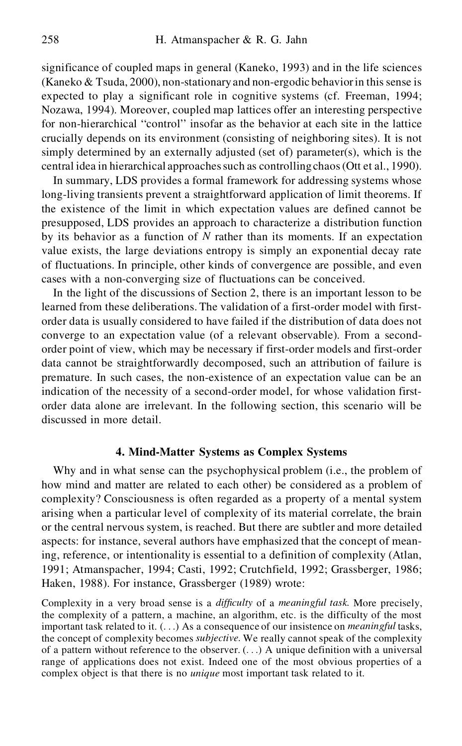significance of coupled maps in general (Kaneko, 1993) and in the life sciences (Kaneko & Tsuda, 2000), non-stationary and non-ergodic behavior in this sense is expected to play a significant role in cognitive systems (cf. Freeman, 1994; Nozawa, 1994). Moreover, coupled map lattices offer an interesting perspective for non-hierarchical "control" insofar as the behavior at each site in the lattice crucially depends on its environment (consisting of neighboring sites). It is not simply determined by an externally adjusted (set of) parameter(s), which is the central idea in hierarchical approaches such as controlling chaos (Ott et al., 1990).

In summary, LDS provides a formal framework for addressing systems whose long-living transients prevent a straightforward application of limit theorems. If the existence of the limit in which expectation values are defined cannot be presupposed, LDS provides an approach to characterize a distribution function by its behavior as a function of $N$ rather than its moments. If an expectation value exists, the large deviations entropy is simply an exponential decay rate of fluctuations. In principle, other kinds of convergence are possible, and even cases with a non-converging size of fluctuations can be conceived.

In the light of the discussions of Section 2, there is an important lesson to be learned from these deliberations. The validation of a first-order model with first-order data is usually considered to have failed if the distribution of data does not converge to an expectation value (of a relevant observable). From a second-order point of view, which may be necessary if first-order models and first-order data cannot be straightforwardly decomposed, such an attribution of failure is premature. In such cases, the non-existence of an expectation value can be an indication of the necessity of a second-order model, for whose validation first-order data alone are irrelevant. In the following section, this scenario will be discussed in more detail.

## 4. Mind-Matter Systems as Complex Systems

Why and in what sense can the psychophysical problem (i.e., the problem of how mind and matter are related to each other) be considered as a problem of complexity? Consciousness is often regarded as a property of a mental system arising when a particular level of complexity of its material correlate, the brain or the central nervous system, is reached. But there are subtler and more detailed aspects: for instance, several authors have emphasized that the concept of meaning, reference, or intentionality is essential to a definition of complexity (Atlan, 1991; Atmanspacher, 1994; Casti, 1992; Crutchfield, 1992; Grassberger, 1986; Haken, 1988). For instance, Grassberger (1989) wrote:

> Complexity in a very broad sense is a *difficulty* of a *meaningful task.* More precisely, the complexity of a pattern, a machine, an algorithm, etc. is the difficulty of the most important task related to it. (. . .) As a consequence of our insistence on *meaningful* tasks, the concept of complexity becomes *subjective.* We really cannot speak of the complexity of a pattern without reference to the observer. (. . .) A unique definition with a universal range of applications does not exist. Indeed one of the most obvious properties of a complex object is that there is no *unique* most important task related to it.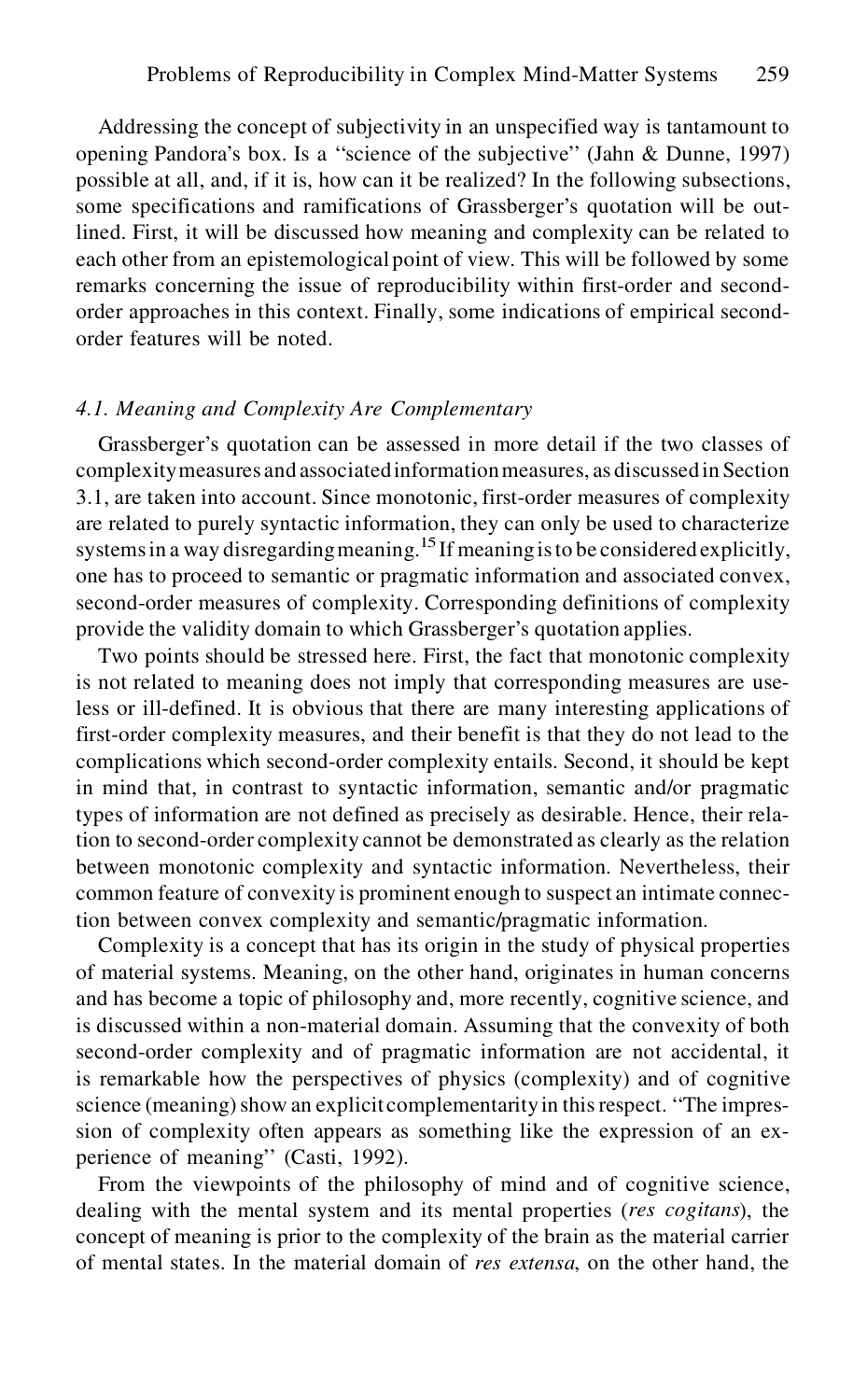Addressing the concept of subjectivity in an unspecified way is tantamount to opening Pandora's box. Is a "science of the subjective" (Jahn & Dunne, 1997) possible at all, and, if it is, how can it be realized? In the following subsections, some specifications and ramifications of Grassberger's quotation will be outlined. First, it will be discussed how meaning and complexity can be related to each other from an epistemological point of view. This will be followed by some remarks concerning the issue of reproducibility within first-order and second-order approaches in this context. Finally, some indications of empirical second-order features will be noted.

### *4.1. Meaning and Complexity Are Complementary*

Grassberger's quotation can be assessed in more detail if the two classes of complexity measures and associated information measures, as discussed in Section 3.1, are taken into account. Since monotonic, first-order measures of complexity are related to purely syntactic information, they can only be used to characterize systems in a way disregarding meaning.[15] If meaning is to be considered explicitly, one has to proceed to semantic or pragmatic information and associated convex, second-order measures of complexity. Corresponding definitions of complexity provide the validity domain to which Grassberger's quotation applies.

Two points should be stressed here. First, the fact that monotonic complexity is not related to meaning does not imply that corresponding measures are useless or ill-defined. It is obvious that there are many interesting applications of first-order complexity measures, and their benefit is that they do not lead to the complications which second-order complexity entails. Second, it should be kept in mind that, in contrast to syntactic information, semantic and/or pragmatic types of information are not defined as precisely as desirable. Hence, their relation to second-order complexity cannot be demonstrated as clearly as the relation between monotonic complexity and syntactic information. Nevertheless, their common feature of convexity is prominent enough to suspect an intimate connection between convex complexity and semantic/pragmatic information.

Complexity is a concept that has its origin in the study of physical properties of material systems. Meaning, on the other hand, originates in human concerns and has become a topic of philosophy and, more recently, cognitive science, and is discussed within a non-material domain. Assuming that the convexity of both second-order complexity and of pragmatic information are not accidental, it is remarkable how the perspectives of physics (complexity) and of cognitive science (meaning) show an explicit complementarity in this respect. "The impression of complexity often appears as something like the expression of an experience of meaning" (Casti, 1992).

From the viewpoints of the philosophy of mind and of cognitive science, dealing with the mental system and its mental properties (*res cogitans*), the concept of meaning is prior to the complexity of the brain as the material carrier of mental states. In the material domain of *res extensa*, on the other hand, the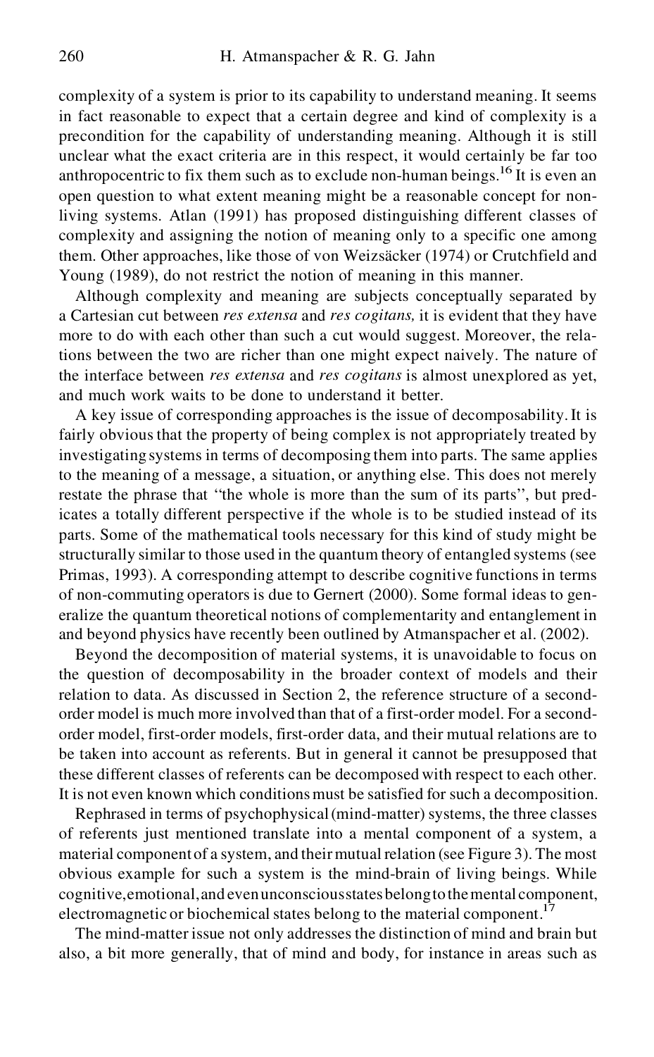complexity of a system is prior to its capability to understand meaning. It seems in fact reasonable to expect that a certain degree and kind of complexity is a precondition for the capability of understanding meaning. Although it is still unclear what the exact criteria are in this respect, it would certainly be far too anthropocentric to fix them such as to exclude non-human beings.[16] It is even an open question to what extent meaning might be a reasonable concept for non-living systems. Atlan (1991) has proposed distinguishing different classes of complexity and assigning the notion of meaning only to a specific one among them. Other approaches, like those of von Weizsäcker (1974) or Crutchfield and Young (1989), do not restrict the notion of meaning in this manner.

Although complexity and meaning are subjects conceptually separated by a Cartesian cut between *res extensa* and *res cogitans,* it is evident that they have more to do with each other than such a cut would suggest. Moreover, the relations between the two are richer than one might expect naively. The nature of the interface between *res extensa* and *res cogitans* is almost unexplored as yet, and much work waits to be done to understand it better.

A key issue of corresponding approaches is the issue of decomposability. It is fairly obvious that the property of being complex is not appropriately treated by investigating systems in terms of decomposing them into parts. The same applies to the meaning of a message, a situation, or anything else. This does not merely restate the phrase that "the whole is more than the sum of its parts", but predicates a totally different perspective if the whole is to be studied instead of its parts. Some of the mathematical tools necessary for this kind of study might be structurally similar to those used in the quantum theory of entangled systems (see Primas, 1993). A corresponding attempt to describe cognitive functions in terms of non-commuting operators is due to Gernert (2000). Some formal ideas to generalize the quantum theoretical notions of complementarity and entanglement in and beyond physics have recently been outlined by Atmanspacher et al. (2002).

Beyond the decomposition of material systems, it is unavoidable to focus on the question of decomposability in the broader context of models and their relation to data. As discussed in Section 2, the reference structure of a second-order model is much more involved than that of a first-order model. For a second-order model, first-order models, first-order data, and their mutual relations are to be taken into account as referents. But in general it cannot be presupposed that these different classes of referents can be decomposed with respect to each other. It is not even known which conditions must be satisfied for such a decomposition.

Rephrased in terms of psychophysical (mind-matter) systems, the three classes of referents just mentioned translate into a mental component of a system, a material component of a system, and their mutual relation (see Figure 3). The most obvious example for such a system is the mind-brain of living beings. While cognitive, emotional, and even unconscious states belong to the mental component, electromagnetic or biochemical states belong to the material component.[17]

The mind-matter issue not only addresses the distinction of mind and brain but also, a bit more generally, that of mind and body, for instance in areas such as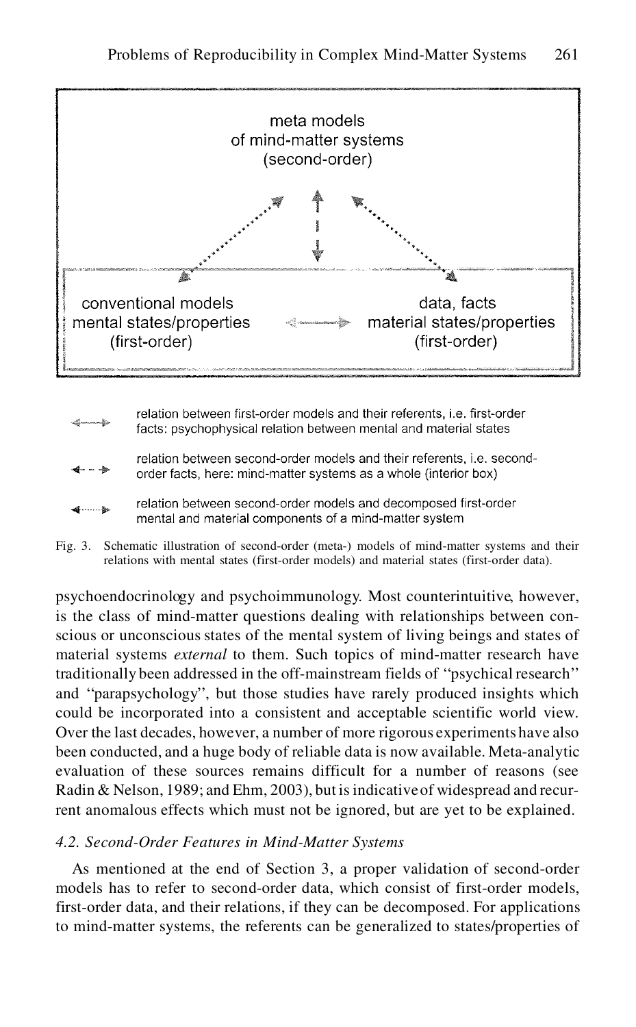meta models
of mind-matter systems
(second-order)

conventional models
mental states/properties
(first-order)

data, facts
material states/properties
(first-order)

relation between first-order models and their referents, i.e. first-order facts: psychophysical relation between mental and material states

relation between second-order models and their referents, i.e. second-order facts, here: mind-matter systems as a whole (interior box)

relation between second-order models and decomposed first-order mental and material components of a mind-matter system

Fig. 3. Schematic illustration of second-order (meta-) models of mind-matter systems and their relations with mental states (first-order models) and material states (first-order data).

psychoendocrinology and psychoimmunology. Most counterintuitive, however, is the class of mind-matter questions dealing with relationships between conscious or unconscious states of the mental system of living beings and states of material systems *external* to them. Such topics of mind-matter research have traditionally been addressed in the off-mainstream fields of "psychical research" and "parapsychology", but those studies have rarely produced insights which could be incorporated into a consistent and acceptable scientific world view. Over the last decades, however, a number of more rigorous experiments have also been conducted, and a huge body of reliable data is now available. Meta-analytic evaluation of these sources remains difficult for a number of reasons (see Radin & Nelson, 1989; and Ehm, 2003), but is indicative of widespread and recurrent anomalous effects which must not be ignored, but are yet to be explained.

### *4.2. Second-Order Features in Mind-Matter Systems*

As mentioned at the end of Section 3, a proper validation of second-order models has to refer to second-order data, which consist of first-order models, first-order data, and their relations, if they can be decomposed. For applications to mind-matter systems, the referents can be generalized to states/properties of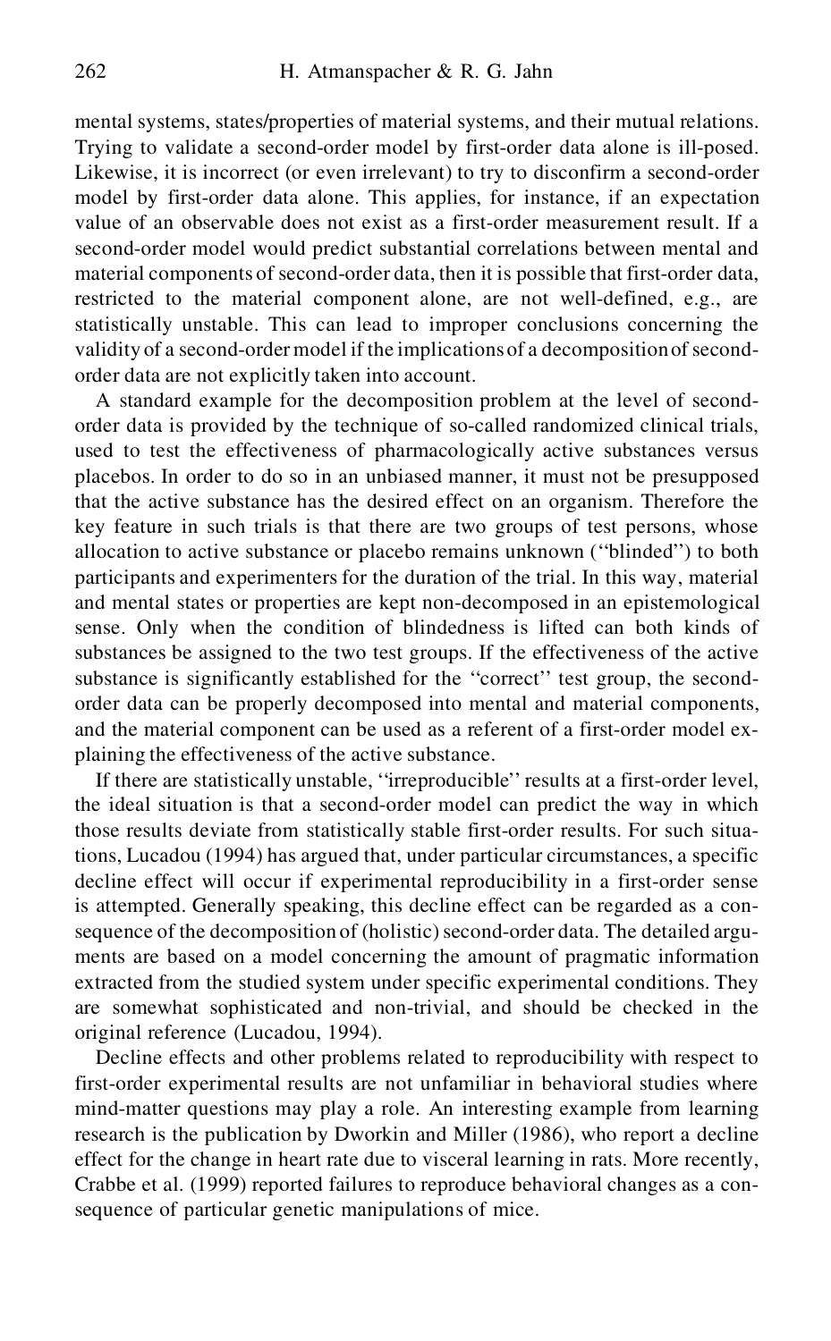mental systems, states/properties of material systems, and their mutual relations. Trying to validate a second-order model by first-order data alone is ill-posed. Likewise, it is incorrect (or even irrelevant) to try to disconfirm a second-order model by first-order data alone. This applies, for instance, if an expectation value of an observable does not exist as a first-order measurement result. If a second-order model would predict substantial correlations between mental and material components of second-order data, then it is possible that first-order data, restricted to the material component alone, are not well-defined, e.g., are statistically unstable. This can lead to improper conclusions concerning the validity of a second-order model if the implications of a decomposition of second-order data are not explicitly taken into account.

A standard example for the decomposition problem at the level of second-order data is provided by the technique of so-called randomized clinical trials, used to test the effectiveness of pharmacologically active substances versus placebos. In order to do so in an unbiased manner, it must not be presupposed that the active substance has the desired effect on an organism. Therefore the key feature in such trials is that there are two groups of test persons, whose allocation to active substance or placebo remains unknown (''blinded'') to both participants and experimenters for the duration of the trial. In this way, material and mental states or properties are kept non-decomposed in an epistemological sense. Only when the condition of blindedness is lifted can both kinds of substances be assigned to the two test groups. If the effectiveness of the active substance is significantly established for the ''correct'' test group, the second-order data can be properly decomposed into mental and material components, and the material component can be used as a referent of a first-order model explaining the effectiveness of the active substance.

If there are statistically unstable, ''irreproducible'' results at a first-order level, the ideal situation is that a second-order model can predict the way in which those results deviate from statistically stable first-order results. For such situations, Lucadou (1994) has argued that, under particular circumstances, a specific decline effect will occur if experimental reproducibility in a first-order sense is attempted. Generally speaking, this decline effect can be regarded as a consequence of the decomposition of (holistic) second-order data. The detailed arguments are based on a model concerning the amount of pragmatic information extracted from the studied system under specific experimental conditions. They are somewhat sophisticated and non-trivial, and should be checked in the original reference (Lucadou, 1994).

Decline effects and other problems related to reproducibility with respect to first-order experimental results are not unfamiliar in behavioral studies where mind-matter questions may play a role. An interesting example from learning research is the publication by Dworkin and Miller (1986), who report a decline effect for the change in heart rate due to visceral learning in rats. More recently, Crabbe et al. (1999) reported failures to reproduce behavioral changes as a consequence of particular genetic manipulations of mice.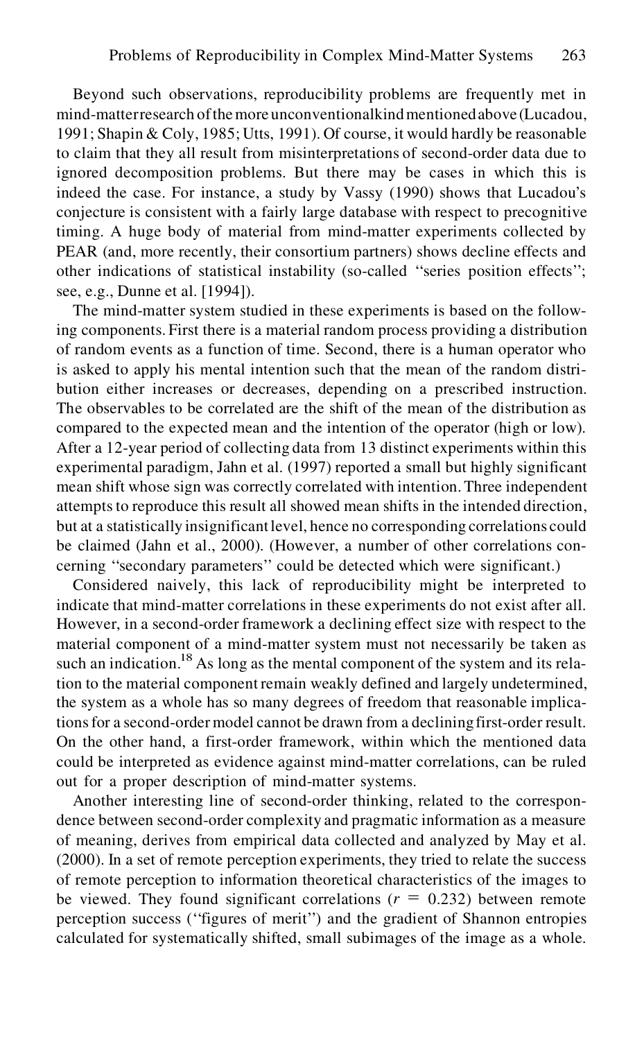Beyond such observations, reproducibility problems are frequently met in mind-matter research of the more unconventional kind mentioned above (Lucadou, 1991; Shapin & Coly, 1985; Utts, 1991). Of course, it would hardly be reasonable to claim that they all result from misinterpretations of second-order data due to ignored decomposition problems. But there may be cases in which this is indeed the case. For instance, a study by Vassy (1990) shows that Lucadou's conjecture is consistent with a fairly large database with respect to precognitive timing. A huge body of material from mind-matter experiments collected by PEAR (and, more recently, their consortium partners) shows decline effects and other indications of statistical instability (so-called ''series position effects''; see, e.g., Dunne et al. [1994]).

The mind-matter system studied in these experiments is based on the following components. First there is a material random process providing a distribution of random events as a function of time. Second, there is a human operator who is asked to apply his mental intention such that the mean of the random distribution either increases or decreases, depending on a prescribed instruction. The observables to be correlated are the shift of the mean of the distribution as compared to the expected mean and the intention of the operator (high or low). After a 12-year period of collecting data from 13 distinct experiments within this experimental paradigm, Jahn et al. (1997) reported a small but highly significant mean shift whose sign was correctly correlated with intention. Three independent attempts to reproduce this result all showed mean shifts in the intended direction, but at a statistically insignificant level, hence no corresponding correlations could be claimed (Jahn et al., 2000). (However, a number of other correlations concerning ''secondary parameters'' could be detected which were significant.)

Considered naively, this lack of reproducibility might be interpreted to indicate that mind-matter correlations in these experiments do not exist after all. However, in a second-order framework a declining effect size with respect to the material component of a mind-matter system must not necessarily be taken as such an indication.[18] As long as the mental component of the system and its relation to the material component remain weakly defined and largely undetermined, the system as a whole has so many degrees of freedom that reasonable implications for a second-order model cannot be drawn from a declining first-order result. On the other hand, a first-order framework, within which the mentioned data could be interpreted as evidence against mind-matter correlations, can be ruled out for a proper description of mind-matter systems.

Another interesting line of second-order thinking, related to the correspondence between second-order complexity and pragmatic information as a measure of meaning, derives from empirical data collected and analyzed by May et al. (2000). In a set of remote perception experiments, they tried to relate the success of remote perception to information theoretical characteristics of the images to be viewed. They found significant correlations ($r = 0.232$) between remote perception success (''figures of merit'') and the gradient of Shannon entropies calculated for systematically shifted, small subimages of the image as a whole.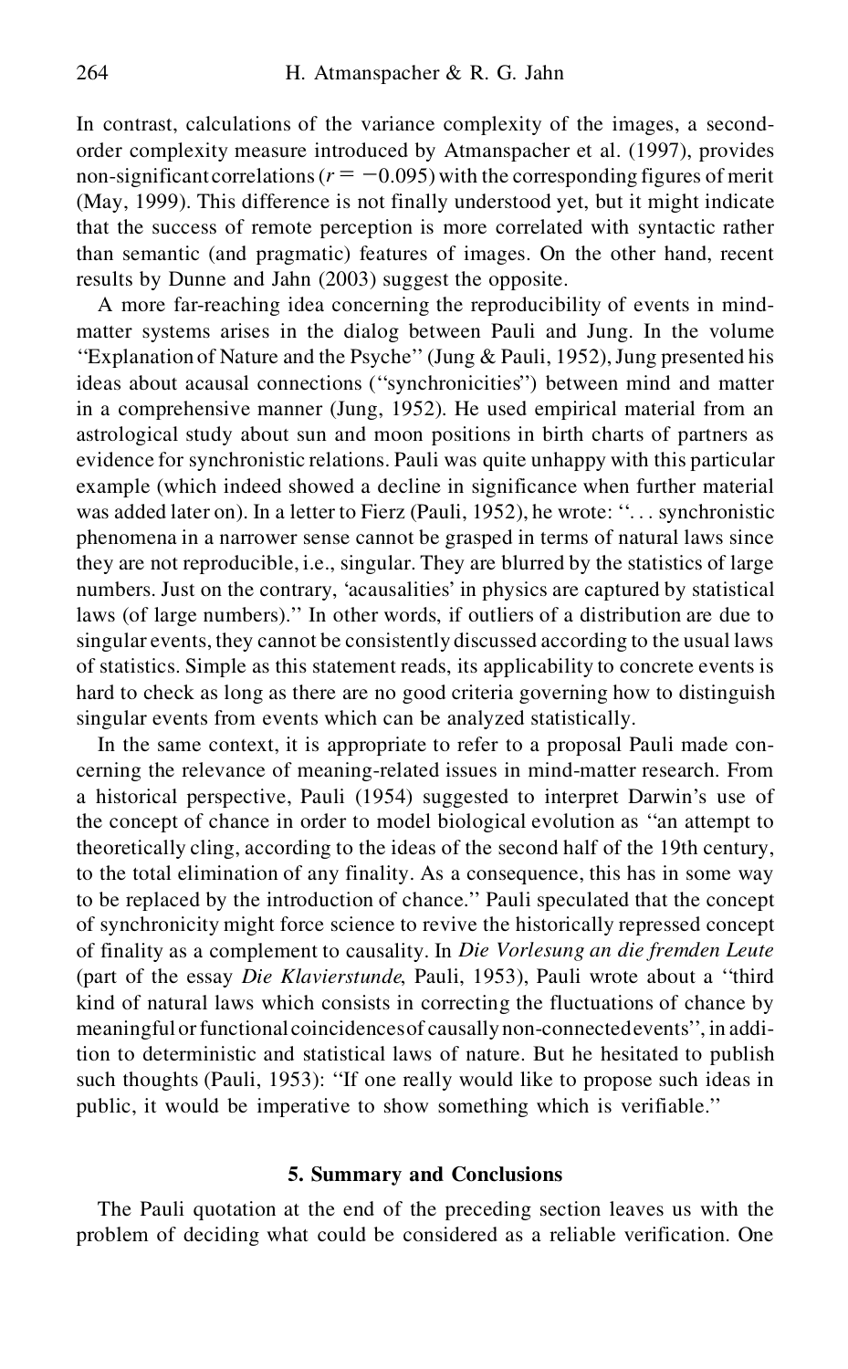In contrast, calculations of the variance complexity of the images, a second-order complexity measure introduced by Atmanspacher et al. (1997), provides non-significant correlations ($r = -0.095$) with the corresponding figures of merit (May, 1999). This difference is not finally understood yet, but it might indicate that the success of remote perception is more correlated with syntactic rather than semantic (and pragmatic) features of images. On the other hand, recent results by Dunne and Jahn (2003) suggest the opposite.

A more far-reaching idea concerning the reproducibility of events in mind-matter systems arises in the dialog between Pauli and Jung. In the volume ''Explanation of Nature and the Psyche'' (Jung & Pauli, 1952), Jung presented his ideas about acausal connections (''synchronicities'') between mind and matter in a comprehensive manner (Jung, 1952). He used empirical material from an astrological study about sun and moon positions in birth charts of partners as evidence for synchronistic relations. Pauli was quite unhappy with this particular example (which indeed showed a decline in significance when further material was added later on). In a letter to Fierz (Pauli, 1952), he wrote: ''. . . synchronistic phenomena in a narrower sense cannot be grasped in terms of natural laws since they are not reproducible, i.e., singular. They are blurred by the statistics of large numbers. Just on the contrary, 'acausalities' in physics are captured by statistical laws (of large numbers).'' In other words, if outliers of a distribution are due to singular events, they cannot be consistently discussed according to the usual laws of statistics. Simple as this statement reads, its applicability to concrete events is hard to check as long as there are no good criteria governing how to distinguish singular events from events which can be analyzed statistically.

In the same context, it is appropriate to refer to a proposal Pauli made concerning the relevance of meaning-related issues in mind-matter research. From a historical perspective, Pauli (1954) suggested to interpret Darwin's use of the concept of chance in order to model biological evolution as ''an attempt to theoretically cling, according to the ideas of the second half of the 19th century, to the total elimination of any finality. As a consequence, this has in some way to be replaced by the introduction of chance.'' Pauli speculated that the concept of synchronicity might force science to revive the historically repressed concept of finality as a complement to causality. In *Die Vorlesung an die fremden Leute* (part of the essay *Die Klavierstunde*, Pauli, 1953), Pauli wrote about a ''third kind of natural laws which consists in correcting the fluctuations of chance by meaningful or functional coincidences of causally non-connected events'', in addition to deterministic and statistical laws of nature. But he hesitated to publish such thoughts (Pauli, 1953): ''If one really would like to propose such ideas in public, it would be imperative to show something which is verifiable.''

## 5. Summary and Conclusions

The Pauli quotation at the end of the preceding section leaves us with the problem of deciding what could be considered as a reliable verification. One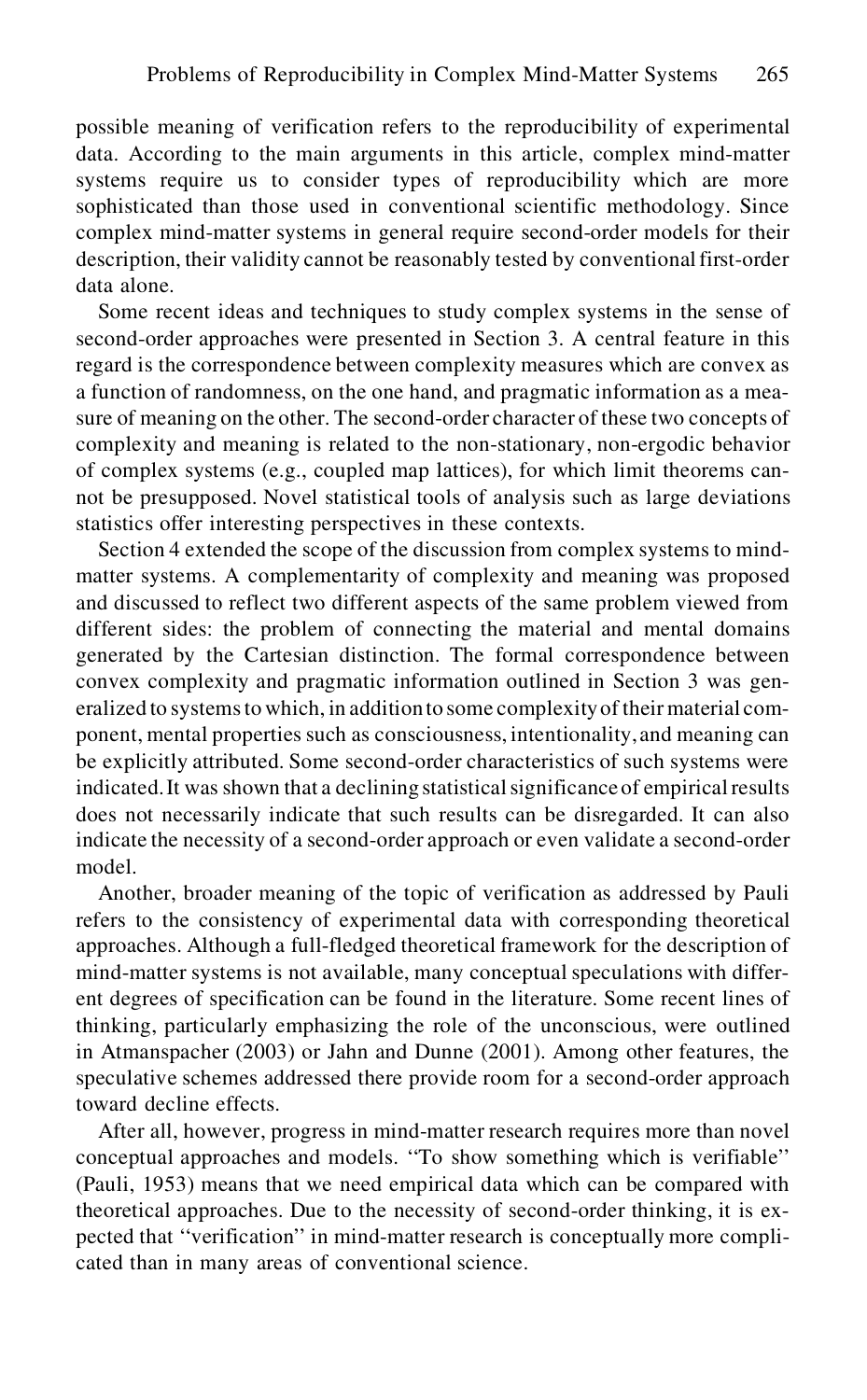possible meaning of verification refers to the reproducibility of experimental data. According to the main arguments in this article, complex mind-matter systems require us to consider types of reproducibility which are more sophisticated than those used in conventional scientific methodology. Since complex mind-matter systems in general require second-order models for their description, their validity cannot be reasonably tested by conventional first-order data alone.

Some recent ideas and techniques to study complex systems in the sense of second-order approaches were presented in Section 3. A central feature in this regard is the correspondence between complexity measures which are convex as a function of randomness, on the one hand, and pragmatic information as a measure of meaning on the other. The second-order character of these two concepts of complexity and meaning is related to the non-stationary, non-ergodic behavior of complex systems (e.g., coupled map lattices), for which limit theorems cannot be presupposed. Novel statistical tools of analysis such as large deviations statistics offer interesting perspectives in these contexts.

Section 4 extended the scope of the discussion from complex systems to mind-matter systems. A complementarity of complexity and meaning was proposed and discussed to reflect two different aspects of the same problem viewed from different sides: the problem of connecting the material and mental domains generated by the Cartesian distinction. The formal correspondence between convex complexity and pragmatic information outlined in Section 3 was generalized to systems to which, in addition to some complexity of their material component, mental properties such as consciousness, intentionality, and meaning can be explicitly attributed. Some second-order characteristics of such systems were indicated. It was shown that a declining statistical significance of empirical results does not necessarily indicate that such results can be disregarded. It can also indicate the necessity of a second-order approach or even validate a second-order model.

Another, broader meaning of the topic of verification as addressed by Pauli refers to the consistency of experimental data with corresponding theoretical approaches. Although a full-fledged theoretical framework for the description of mind-matter systems is not available, many conceptual speculations with different degrees of specification can be found in the literature. Some recent lines of thinking, particularly emphasizing the role of the unconscious, were outlined in Atmanspacher (2003) or Jahn and Dunne (2001). Among other features, the speculative schemes addressed there provide room for a second-order approach toward decline effects.

After all, however, progress in mind-matter research requires more than novel conceptual approaches and models. ''To show something which is verifiable'' (Pauli, 1953) means that we need empirical data which can be compared with theoretical approaches. Due to the necessity of second-order thinking, it is expected that ''verification'' in mind-matter research is conceptually more complicated than in many areas of conventional science.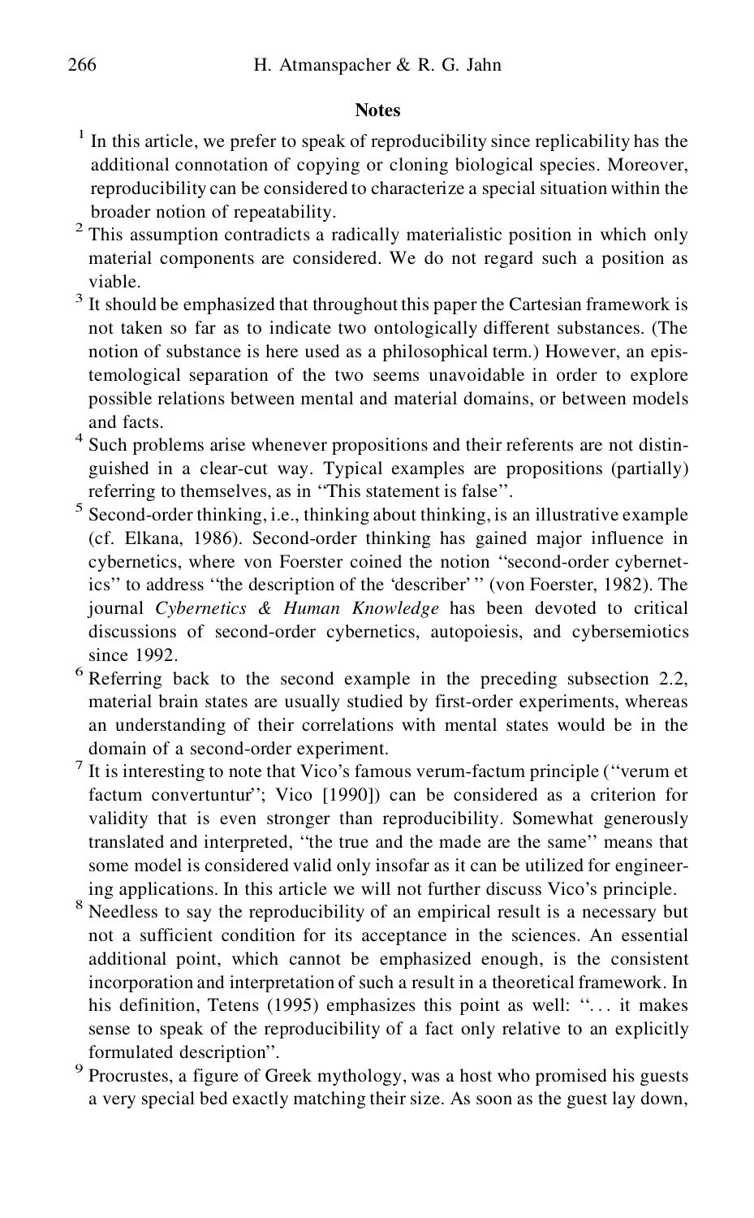## Notes

[1] In this article, we prefer to speak of reproducibility since replicability has the additional connotation of copying or cloning biological species. Moreover, reproducibility can be considered to characterize a special situation within the broader notion of repeatability.

[2] This assumption contradicts a radically materialistic position in which only material components are considered. We do not regard such a position as viable.

[3] It should be emphasized that throughout this paper the Cartesian framework is not taken so far as to indicate two ontologically different substances. (The notion of substance is here used as a philosophical term.) However, an epistemological separation of the two seems unavoidable in order to explore possible relations between mental and material domains, or between models and facts.

[4] Such problems arise whenever propositions and their referents are not distinguished in a clear-cut way. Typical examples are propositions (partially) referring to themselves, as in ''This statement is false''.

[5] Second-order thinking, i.e., thinking about thinking, is an illustrative example (cf. Elkana, 1986). Second-order thinking has gained major influence in cybernetics, where von Foerster coined the notion ''second-order cybernetics'' to address ''the description of the 'describer' '' (von Foerster, 1982). The journal *Cybernetics & Human Knowledge* has been devoted to critical discussions of second-order cybernetics, autopoiesis, and cybersemiotics since 1992.

[6] Referring back to the second example in the preceding subsection 2.2, material brain states are usually studied by first-order experiments, whereas an understanding of their correlations with mental states would be in the domain of a second-order experiment.

[7] It is interesting to note that Vico's famous verum-factum principle (''verum et factum convertuntur''; Vico [1990]) can be considered as a criterion for validity that is even stronger than reproducibility. Somewhat generously translated and interpreted, ''the true and the made are the same'' means that some model is considered valid only insofar as it can be utilized for engineering applications. In this article we will not further discuss Vico's principle.

[8] Needless to say the reproducibility of an empirical result is a necessary but not a sufficient condition for its acceptance in the sciences. An essential additional point, which cannot be emphasized enough, is the consistent incorporation and interpretation of such a result in a theoretical framework. In his definition, Tetens (1995) emphasizes this point as well: ''... it makes sense to speak of the reproducibility of a fact only relative to an explicitly formulated description''.

[9] Procrustes, a figure of Greek mythology, was a host who promised his guests a very special bed exactly matching their size. As soon as the guest lay down,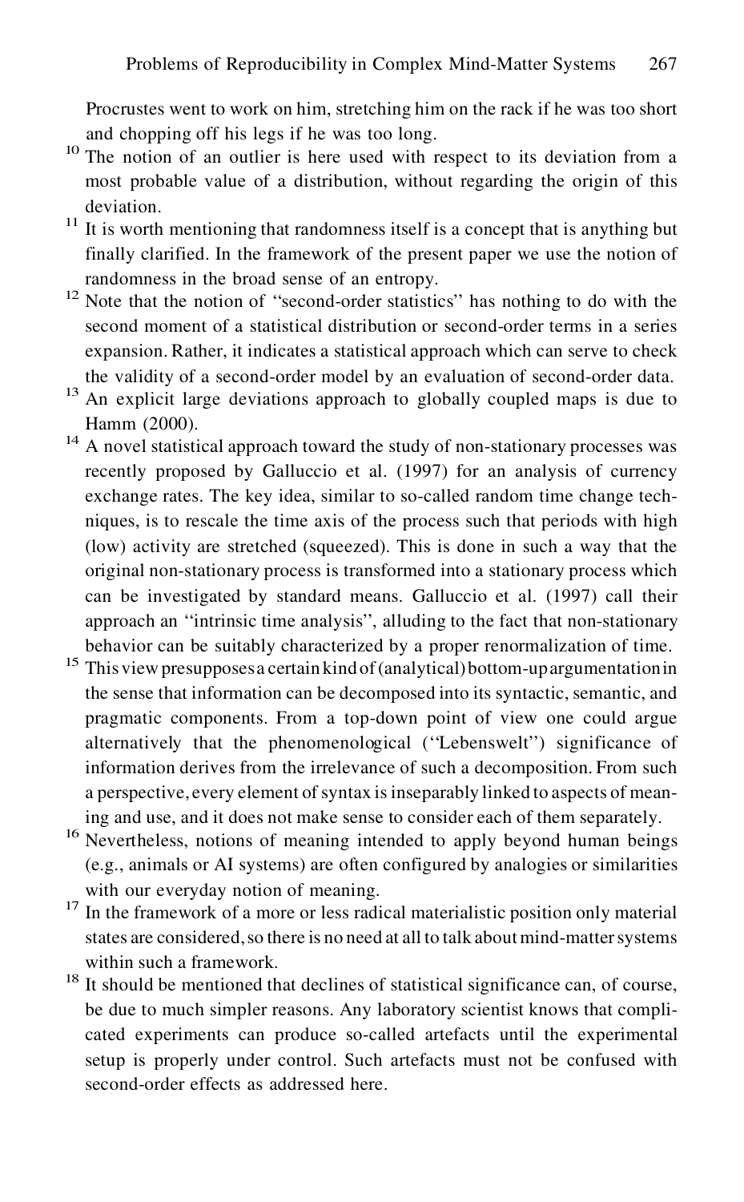Procrustes went to work on him, stretching him on the rack if he was too short and chopping off his legs if he was too long.

[10] The notion of an outlier is here used with respect to its deviation from a most probable value of a distribution, without regarding the origin of this deviation.

[11] It is worth mentioning that randomness itself is a concept that is anything but finally clarified. In the framework of the present paper we use the notion of randomness in the broad sense of an entropy.

[12] Note that the notion of ''second-order statistics'' has nothing to do with the second moment of a statistical distribution or second-order terms in a series expansion. Rather, it indicates a statistical approach which can serve to check the validity of a second-order model by an evaluation of second-order data.

[13] An explicit large deviations approach to globally coupled maps is due to Hamm (2000).

[14] A novel statistical approach toward the study of non-stationary processes was recently proposed by Galluccio et al. (1997) for an analysis of currency exchange rates. The key idea, similar to so-called random time change techniques, is to rescale the time axis of the process such that periods with high (low) activity are stretched (squeezed). This is done in such a way that the original non-stationary process is transformed into a stationary process which can be investigated by standard means. Galluccio et al. (1997) call their approach an ''intrinsic time analysis'', alluding to the fact that non-stationary behavior can be suitably characterized by a proper renormalization of time.

[15] This view presupposes a certain kind of (analytical) bottom-up argumentation in the sense that information can be decomposed into its syntactic, semantic, and pragmatic components. From a top-down point of view one could argue alternatively that the phenomenological (''Lebenswelt'') significance of information derives from the irrelevance of such a decomposition. From such a perspective, every element of syntax is inseparably linked to aspects of meaning and use, and it does not make sense to consider each of them separately.

[16] Nevertheless, notions of meaning intended to apply beyond human beings (e.g., animals or AI systems) are often configured by analogies or similarities with our everyday notion of meaning.

[17] In the framework of a more or less radical materialistic position only material states are considered, so there is no need at all to talk about mind-matter systems within such a framework.

[18] It should be mentioned that declines of statistical significance can, of course, be due to much simpler reasons. Any laboratory scientist knows that complicated experiments can produce so-called artefacts until the experimental setup is properly under control. Such artefacts must not be confused with second-order effects as addressed here.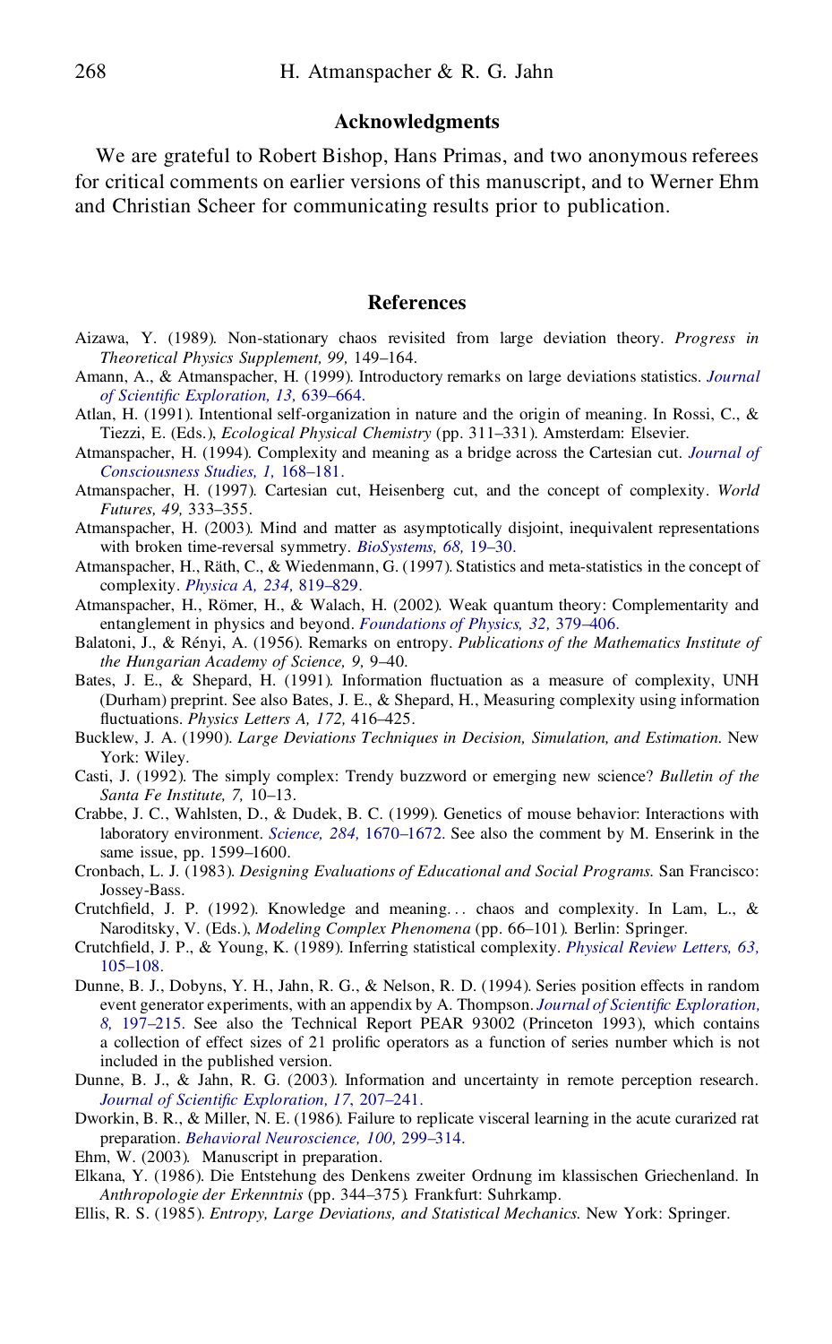## Acknowledgments

We are grateful to Robert Bishop, Hans Primas, and two anonymous referees for critical comments on earlier versions of this manuscript, and to Werner Ehm and Christian Scheer for communicating results prior to publication.

## References

Aizawa, Y. (1989). Non-stationary chaos revisited from large deviation theory. *Progress in Theoretical Physics Supplement, 99,* 149–164.

Amann, A., & Atmanspacher, H. (1999). Introductory remarks on large deviations statistics. *Journal of Scientific Exploration, 13,* 639–664.

Atlan, H. (1991). Intentional self-organization in nature and the origin of meaning. In Rossi, C., & Tiezzi, E. (Eds.), *Ecological Physical Chemistry* (pp. 311–331). Amsterdam: Elsevier.

Atmanspacher, H. (1994). Complexity and meaning as a bridge across the Cartesian cut. *Journal of Consciousness Studies, 1,* 168–181.

Atmanspacher, H. (1997). Cartesian cut, Heisenberg cut, and the concept of complexity. *World Futures, 49,* 333–355.

Atmanspacher, H. (2003). Mind and matter as asymptotically disjoint, inequivalent representations with broken time-reversal symmetry. *BioSystems, 68,* 19–30.

Atmanspacher, H., Räth, C., & Wiedenmann, G. (1997). Statistics and meta-statistics in the concept of complexity. *Physica A, 234,* 819–829.

Atmanspacher, H., Römer, H., & Walach, H. (2002). Weak quantum theory: Complementarity and entanglement in physics and beyond. *Foundations of Physics, 32,* 379–406.

Balatoni, J., & Rényi, A. (1956). Remarks on entropy. *Publications of the Mathematics Institute of the Hungarian Academy of Science, 9,* 9–40.

Bates, J. E., & Shepard, H. (1991). Information fluctuation as a measure of complexity, UNH (Durham) preprint. See also Bates, J. E., & Shepard, H., Measuring complexity using information fluctuations. *Physics Letters A, 172,* 416–425.

Bucklew, J. A. (1990). *Large Deviations Techniques in Decision, Simulation, and Estimation.* New York: Wiley.

Casti, J. (1992). The simply complex: Trendy buzzword or emerging new science? *Bulletin of the Santa Fe Institute, 7,* 10–13.

Crabbe, J. C., Wahlsten, D., & Dudek, B. C. (1999). Genetics of mouse behavior: Interactions with laboratory environment. *Science, 284,* 1670–1672. See also the comment by M. Enserink in the same issue, pp. 1599–1600.

Cronbach, L. J. (1983). *Designing Evaluations of Educational and Social Programs.* San Francisco: Jossey-Bass.

Crutchfield, J. P. (1992). Knowledge and meaning... chaos and complexity. In Lam, L., & Naroditsky, V. (Eds.), *Modeling Complex Phenomena* (pp. 66–101). Berlin: Springer.

Crutchfield, J. P., & Young, K. (1989). Inferring statistical complexity. *Physical Review Letters, 63,* 105–108.

Dunne, B. J., Dobyns, Y. H., Jahn, R. G., & Nelson, R. D. (1994). Series position effects in random event generator experiments, with an appendix by A. Thompson. *Journal of Scientific Exploration, 8,* 197–215. See also the Technical Report PEAR 93002 (Princeton 1993), which contains a collection of effect sizes of 21 prolific operators as a function of series number which is not included in the published version.

Dunne, B. J., & Jahn, R. G. (2003). Information and uncertainty in remote perception research. *Journal of Scientific Exploration, 17,* 207–241.

Dworkin, B. R., & Miller, N. E. (1986). Failure to replicate visceral learning in the acute curarized rat preparation. *Behavioral Neuroscience, 100,* 299–314.

Ehm, W. (2003). Manuscript in preparation.

Elkana, Y. (1986). Die Entstehung des Denkens zweiter Ordnung im klassischen Griechenland. In *Anthropologie der Erkenntnis* (pp. 344–375). Frankfurt: Suhrkamp.

Ellis, R. S. (1985). *Entropy, Large Deviations, and Statistical Mechanics.* New York: Springer.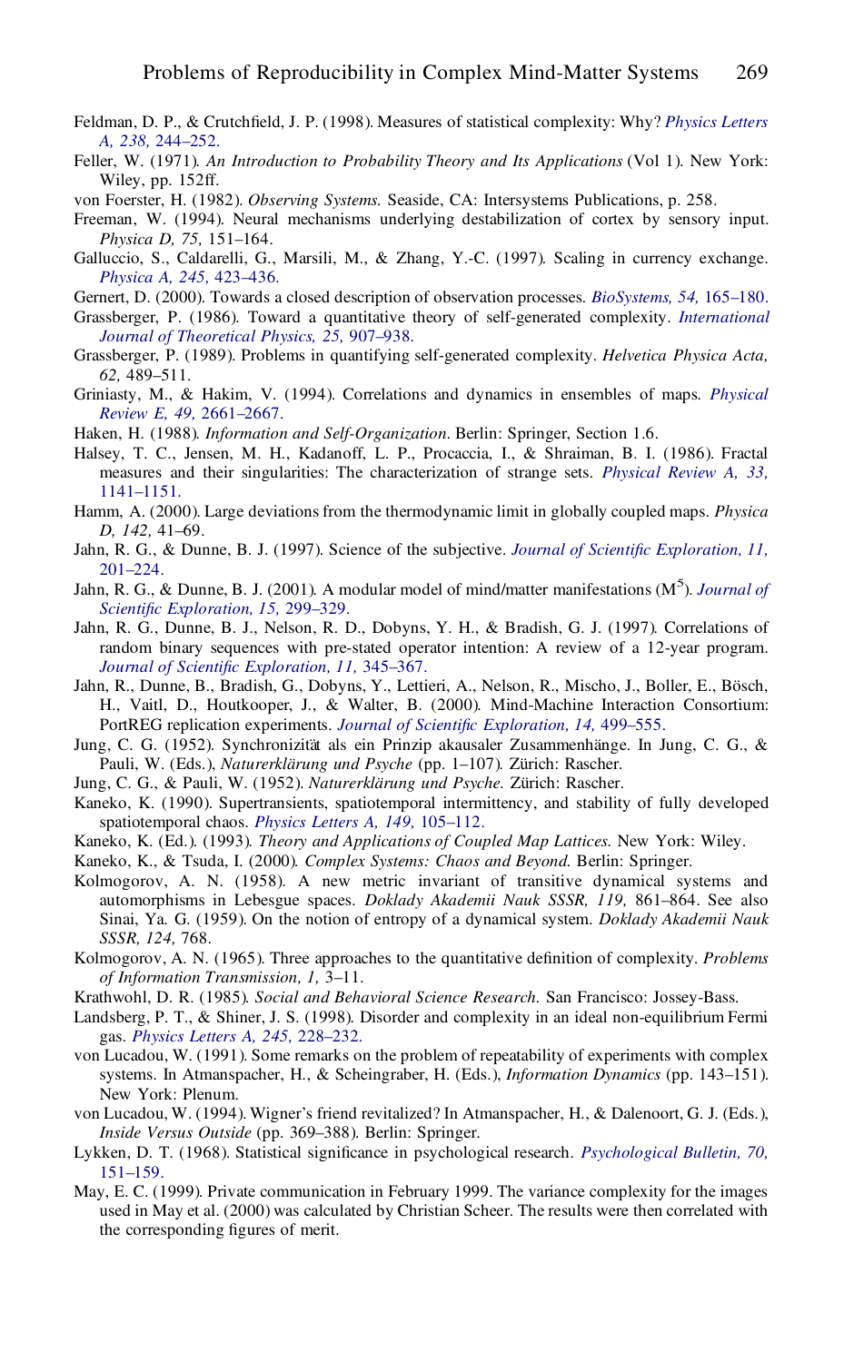Feldman, D. P., & Crutchfield, J. P. (1998). Measures of statistical complexity: Why? *Physics Letters A, 238,* 244–252.

Feller, W. (1971). *An Introduction to Probability Theory and Its Applications* (Vol 1). New York: Wiley, pp. 152ff.

von Foerster, H. (1982). *Observing Systems.* Seaside, CA: Intersystems Publications, p. 258.

Freeman, W. (1994). Neural mechanisms underlying destabilization of cortex by sensory input. *Physica D, 75,* 151–164.

Galluccio, S., Caldarelli, G., Marsili, M., & Zhang, Y.-C. (1997). Scaling in currency exchange. *Physica A, 245,* 423–436.

Gernert, D. (2000). Towards a closed description of observation processes. *BioSystems, 54,* 165–180.

Grassberger, P. (1986). Toward a quantitative theory of self-generated complexity. *International Journal of Theoretical Physics, 25,* 907–938.

Grassberger, P. (1989). Problems in quantifying self-generated complexity. *Helvetica Physica Acta, 62,* 489–511.

Griniasty, M., & Hakim, V. (1994). Correlations and dynamics in ensembles of maps. *Physical Review E, 49,* 2661–2667.

Haken, H. (1988). *Information and Self-Organization*. Berlin: Springer, Section 1.6.

Halsey, T. C., Jensen, M. H., Kadanoff, L. P., Procaccia, I., & Shraiman, B. I. (1986). Fractal measures and their singularities: The characterization of strange sets. *Physical Review A, 33,* 1141–1151.

Hamm, A. (2000). Large deviations from the thermodynamic limit in globally coupled maps. *Physica D, 142,* 41–69.

Jahn, R. G., & Dunne, B. J. (1997). Science of the subjective. *Journal of Scientific Exploration, 11,* 201–224.

Jahn, R. G., & Dunne, B. J. (2001). A modular model of mind/matter manifestations ($M^5$). *Journal of Scientific Exploration, 15,* 299–329.

Jahn, R. G., Dunne, B. J., Nelson, R. D., Dobyns, Y. H., & Bradish, G. J. (1997). Correlations of random binary sequences with pre-stated operator intention: A review of a 12-year program. *Journal of Scientific Exploration, 11,* 345–367.

Jahn, R., Dunne, B., Bradish, G., Dobyns, Y., Lettieri, A., Nelson, R., Mischo, J., Boller, E., Bösch, H., Vaitl, D., Houtkooper, J., & Walter, B. (2000). Mind-Machine Interaction Consortium: PortREG replication experiments. *Journal of Scientific Exploration, 14,* 499–555.

Jung, C. G. (1952). Synchronizität als ein Prinzip akausaler Zusammenhänge. In Jung, C. G., & Pauli, W. (Eds.), *Naturerklärung und Psyche* (pp. 1–107). Zürich: Rascher.

Jung, C. G., & Pauli, W. (1952). *Naturerklärung und Psyche.* Zürich: Rascher.

Kaneko, K. (1990). Supertransients, spatiotemporal intermittency, and stability of fully developed spatiotemporal chaos. *Physics Letters A, 149,* 105–112.

Kaneko, K. (Ed.). (1993). *Theory and Applications of Coupled Map Lattices.* New York: Wiley.

Kaneko, K., & Tsuda, I. (2000). *Complex Systems: Chaos and Beyond.* Berlin: Springer.

Kolmogorov, A. N. (1958). A new metric invariant of transitive dynamical systems and automorphisms in Lebesgue spaces. *Doklady Akademii Nauk SSSR, 119,* 861–864. See also Sinai, Ya. G. (1959). On the notion of entropy of a dynamical system. *Doklady Akademii Nauk SSSR, 124,* 768.

Kolmogorov, A. N. (1965). Three approaches to the quantitative definition of complexity. *Problems of Information Transmission, 1,* 3–11.

Krathwohl, D. R. (1985). *Social and Behavioral Science Research.* San Francisco: Jossey-Bass.

Landsberg, P. T., & Shiner, J. S. (1998). Disorder and complexity in an ideal non-equilibrium Fermi gas. *Physics Letters A, 245,* 228–232.

von Lucadou, W. (1991). Some remarks on the problem of repeatability of experiments with complex systems. In Atmanspacher, H., & Scheingraber, H. (Eds.), *Information Dynamics* (pp. 143–151). New York: Plenum.

von Lucadou, W. (1994). Wigner's friend revitalized? In Atmanspacher, H., & Dalenoort, G. J. (Eds.), *Inside Versus Outside* (pp. 369–388). Berlin: Springer.

Lykken, D. T. (1968). Statistical significance in psychological research. *Psychological Bulletin, 70,* 151–159.

May, E. C. (1999). Private communication in February 1999. The variance complexity for the images used in May et al. (2000) was calculated by Christian Scheer. The results were then correlated with the corresponding figures of merit.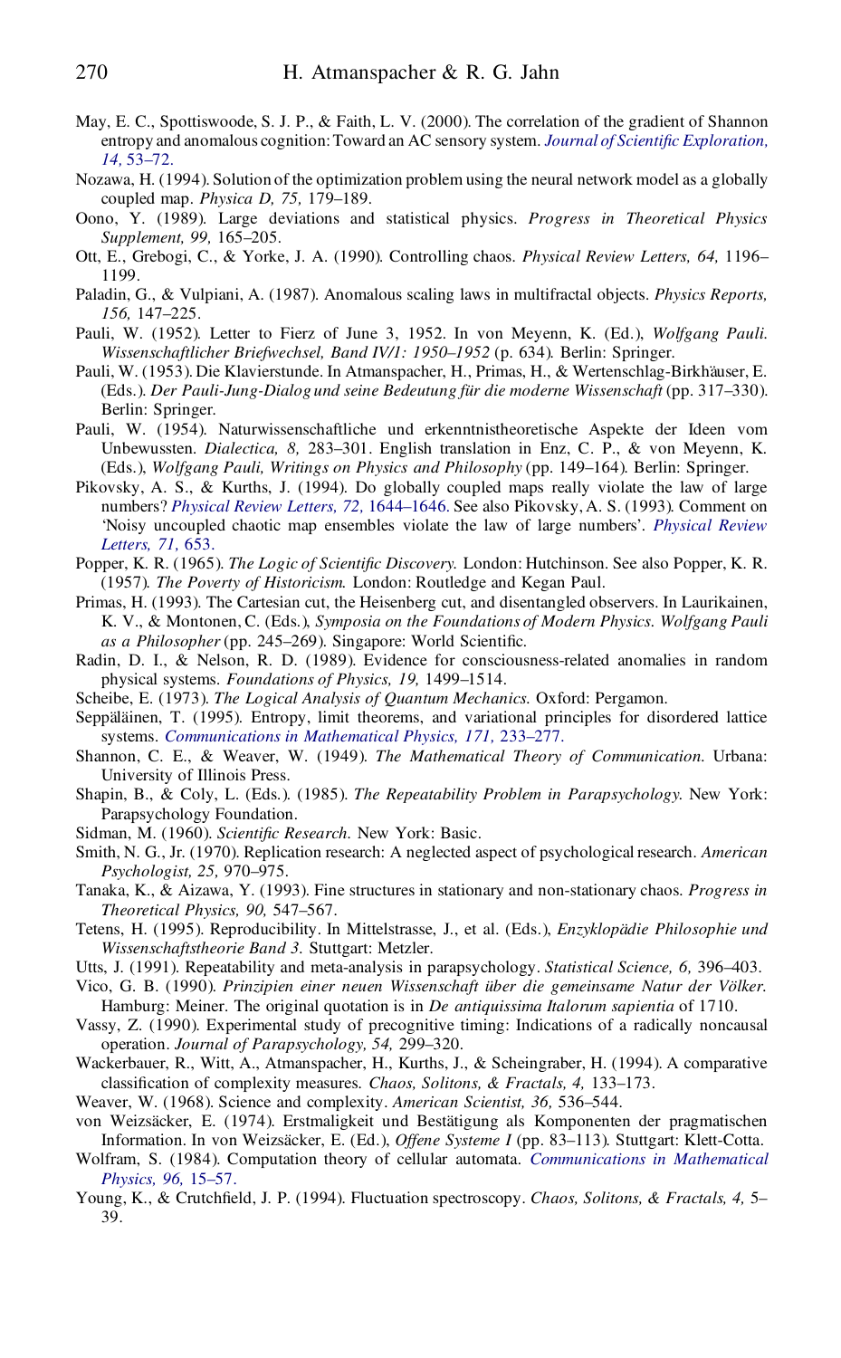May, E. C., Spottiswoode, S. J. P., & Faith, L. V. (2000). The correlation of the gradient of Shannon entropy and anomalous cognition: Toward an AC sensory system. *Journal of Scientific Exploration, 14,* 53–72.

Nozawa, H. (1994). Solution of the optimization problem using the neural network model as a globally coupled map. *Physica D, 75,* 179–189.

Oono, Y. (1989). Large deviations and statistical physics. *Progress in Theoretical Physics Supplement, 99,* 165–205.

Ott, E., Grebogi, C., & Yorke, J. A. (1990). Controlling chaos. *Physical Review Letters, 64,* 1196–1199.

Paladin, G., & Vulpiani, A. (1987). Anomalous scaling laws in multifractal objects. *Physics Reports, 156,* 147–225.

Pauli, W. (1952). Letter to Fierz of June 3, 1952. In von Meyenn, K. (Ed.), *Wolfgang Pauli. Wissenschaftlicher Briefwechsel, Band IV/1: 1950–1952* (p. 634). Berlin: Springer.

Pauli, W. (1953). Die Klavierstunde. In Atmanspacher, H., Primas, H., & Wertenschlag-Birkhäuser, E. (Eds.). *Der Pauli-Jung-Dialog und seine Bedeutung für die moderne Wissenschaft* (pp. 317–330). Berlin: Springer.

Pauli, W. (1954). Naturwissenschaftliche und erkenntnistheoretische Aspekte der Ideen vom Unbewussten. *Dialectica, 8,* 283–301. English translation in Enz, C. P., & von Meyenn, K. (Eds.), *Wolfgang Pauli, Writings on Physics and Philosophy* (pp. 149–164). Berlin: Springer.

Pikovsky, A. S., & Kurths, J. (1994). Do globally coupled maps really violate the law of large numbers? *Physical Review Letters, 72,* 1644–1646. See also Pikovsky, A. S. (1993). Comment on 'Noisy uncoupled chaotic map ensembles violate the law of large numbers'. *Physical Review Letters, 71,* 653.

Popper, K. R. (1965). *The Logic of Scientific Discovery.* London: Hutchinson. See also Popper, K. R. (1957). *The Poverty of Historicism.* London: Routledge and Kegan Paul.

Primas, H. (1993). The Cartesian cut, the Heisenberg cut, and disentangled observers. In Laurikainen, K. V., & Montonen, C. (Eds.), *Symposia on the Foundations of Modern Physics. Wolfgang Pauli as a Philosopher* (pp. 245–269). Singapore: World Scientific.

Radin, D. I., & Nelson, R. D. (1989). Evidence for consciousness-related anomalies in random physical systems. *Foundations of Physics, 19,* 1499–1514.

Scheibe, E. (1973). *The Logical Analysis of Quantum Mechanics.* Oxford: Pergamon.

Seppäläinen, T. (1995). Entropy, limit theorems, and variational principles for disordered lattice systems. *Communications in Mathematical Physics, 171,* 233–277.

Shannon, C. E., & Weaver, W. (1949). *The Mathematical Theory of Communication.* Urbana: University of Illinois Press.

Shapin, B., & Coly, L. (Eds.). (1985). *The Repeatability Problem in Parapsychology.* New York: Parapsychology Foundation.

Sidman, M. (1960). *Scientific Research.* New York: Basic.

Smith, N. G., Jr. (1970). Replication research: A neglected aspect of psychological research. *American Psychologist, 25,* 970–975.

Tanaka, K., & Aizawa, Y. (1993). Fine structures in stationary and non-stationary chaos. *Progress in Theoretical Physics, 90,* 547–567.

Tetens, H. (1995). Reproducibility. In Mittelstrasse, J., et al. (Eds.), *Enzyklopädie Philosophie und Wissenschaftstheorie Band 3.* Stuttgart: Metzler.

Utts, J. (1991). Repeatability and meta-analysis in parapsychology. *Statistical Science, 6,* 396–403.

Vico, G. B. (1990). *Prinzipien einer neuen Wissenschaft über die gemeinsame Natur der Völker.* Hamburg: Meiner. The original quotation is in *De antiquissima Italorum sapientia* of 1710.

Vassy, Z. (1990). Experimental study of precognitive timing: Indications of a radically noncausal operation. *Journal of Parapsychology, 54,* 299–320.

Wackerbauer, R., Witt, A., Atmanspacher, H., Kurths, J., & Scheingraber, H. (1994). A comparative classification of complexity measures. *Chaos, Solitons, & Fractals, 4,* 133–173.

Weaver, W. (1968). Science and complexity. *American Scientist, 36,* 536–544.

von Weizsäcker, E. (1974). Erstmaligkeit und Bestätigung als Komponenten der pragmatischen Information. In von Weizsäcker, E. (Ed.), *Offene Systeme I* (pp. 83–113). Stuttgart: Klett-Cotta.

Wolfram, S. (1984). Computation theory of cellular automata. *Communications in Mathematical Physics, 96,* 15–57.

Young, K., & Crutchfield, J. P. (1994). Fluctuation spectroscopy. *Chaos, Solitons, & Fractals, 4,* 5–39.